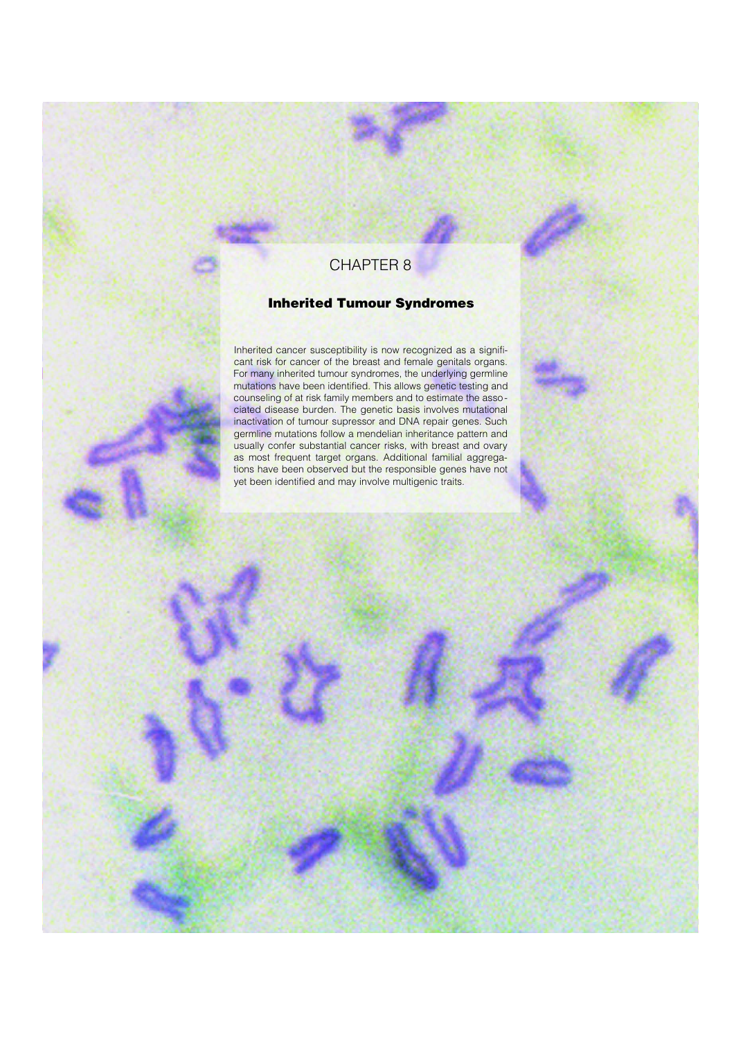CHAPTER 8

# Inherited Tumour Syndromes

Inherited cancer susceptibility is now recognized as a significant risk for cancer of the breast and female genitals organs. For many inherited tumour syndromes, the underlying germline mutations have been identified. This allows genetic testing and counseling of at risk family members and to estimate the associated disease burden. The genetic basis involves mutational inactivation of tumour supressor and DNA repair genes. Such germline mutations follow a mendelian inheritance pattern and usually confer substantial cancer risks, with breast and ovary as most frequent target organs. Additional familial aggregations have been observed but the responsible genes have not yet been identified and may involve multigenic traits.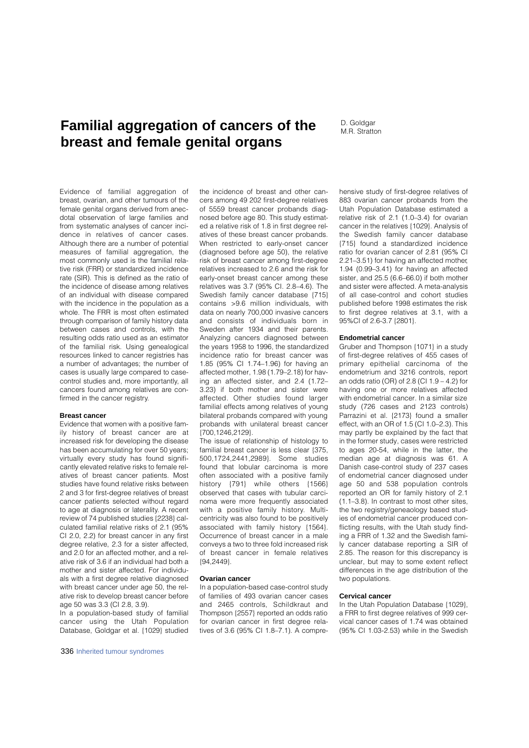# Familial aggregation of cancers of the breast and female genital organs

D. Goldgar
M.R. Stratton

Evidence of familial aggregation of breast, ovarian, and other tumours of the female genital organs derived from anecdotal observation of large families and from systematic analyses of cancer incidence in relatives of cancer cases. Although there are a number of potential measures of familial aggregation, the most commonly used is the familial relative risk (FRR) or standardized incidence rate (SIR). This is defined as the ratio of the incidence of disease among relatives of an individual with disease compared with the incidence in the population as a whole. The FRR is most often estimated through comparison of family history data between cases and controls, with the resulting odds ratio used as an estimator of the familial risk. Using genealogical resources linked to cancer registries has a number of advantages; the number of cases is usually large compared to case-control studies and, more importantly, all cancers found among relatives are confirmed in the cancer registry.

### Breast cancer

Evidence that women with a positive family history of breast cancer are at increased risk for developing the disease has been accumulating for over 50 years; virtually every study has found significantly elevated relative risks to female relatives of breast cancer patients. Most studies have found relative risks between 2 and 3 for first-degree relatives of breast cancer patients selected without regard to age at diagnosis or laterality. A recent review of 74 published studies {2238} calculated familial relative risks of 2.1 (95% CI 2.0, 2.2) for breast cancer in any first degree relative, 2.3 for a sister affected, and 2.0 for an affected mother, and a relative risk of 3.6 if an individual had both a mother and sister affected. For individuals with a first degree relative diagnosed with breast cancer under age 50, the relative risk to develop breast cancer before age 50 was 3.3 (CI 2.8, 3.9).

In a population-based study of familial cancer using the Utah Population Database, Goldgar et al. {1029} studied the incidence of breast and other cancers among 49 202 first-degree relatives of 5559 breast cancer probands diagnosed before age 80. This study estimated a relative risk of 1.8 in first degree relatives of these breast cancer probands. When restricted to early-onset cancer (diagnosed before age 50), the relative risk of breast cancer among first-degree relatives increased to 2.6 and the risk for early-onset breast cancer among these relatives was 3.7 (95% CI. 2.8–4.6). The Swedish family cancer database {715} contains >9.6 million individuals, with data on nearly 700,000 invasive cancers and consists of individuals born in Sweden after 1934 and their parents. Analyzing cancers diagnosed between the years 1958 to 1996, the standardized incidence ratio for breast cancer was 1.85 (95% CI 1.74–1.96) for having an affected mother, 1.98 (1.79–2.18) for having an affected sister, and 2.4 (1.72–3.23) if both mother and sister were affected. Other studies found larger familial effects among relatives of young bilateral probands compared with young probands with unilateral breast cancer {700,1246,2129}.

The issue of relationship of histology to familial breast cancer is less clear {375, 500,1724,2441,2989}. Some studies found that lobular carcinoma is more often associated with a positive family history {791} while others {1566} observed that cases with tubular carcinoma were more frequently associated with a positive family history. Multicentricity was also found to be positively associated with family history {1564}. Occurrence of breast cancer in a male conveys a two to three fold increased risk of breast cancer in female relatives {94,2449}.

### Ovarian cancer

In a population-based case-control study of families of 493 ovarian cancer cases and 2465 controls, Schildkraut and Thompson {2557} reported an odds ratio for ovarian cancer in first degree relatives of 3.6 (95% CI 1.8–7.1). A comprehensive study of first-degree relatives of 883 ovarian cancer probands from the Utah Population Database estimated a relative risk of 2.1 (1.0–3.4) for ovarian cancer in the relatives {1029}. Analysis of the Swedish family cancer database {715} found a standardized incidence ratio for ovarian cancer of 2.81 (95% CI 2.21–3.51) for having an affected mother, 1.94 (0.99–3.41) for having an affected sister, and 25.5 (6.6–66.0) if both mother and sister were affected. A meta-analysis of all case-control and cohort studies published before 1998 estimates the risk to first degree relatives at 3.1, with a 95%CI of 2.6-3.7 {2801}.

### Endometrial cancer

Gruber and Thompson {1071} in a study of first-degree relatives of 455 cases of primary epithelial carcinoma of the endometrium and 3216 controls, report an odds ratio (OR) of 2.8 (CI 1.9 – 4.2) for having one or more relatives affected with endometrial cancer. In a similar size study (726 cases and 2123 controls) Parrazini et al. {2173} found a smaller effect, with an OR of 1.5 (CI 1.0–2.3). This may partly be explained by the fact that in the former study, cases were restricted to ages 20-54, while in the latter, the median age at diagnosis was 61. A Danish case-control study of 237 cases of endometrial cancer diagnosed under age 50 and 538 population controls reported an OR for family history of 2.1 (1.1–3.8). In contrast to most other sites, the two registry/geneaology based studies of endometrial cancer produced conflicting results, with the Utah study finding a FRR of 1.32 and the Swedish family cancer database reporting a SIR of 2.85. The reason for this discrepancy is unclear, but may to some extent reflect differences in the age distribution of the two populations.

### Cervical cancer

In the Utah Population Database {1029}, a FRR to first degree relatives of 999 cervical cancer cases of 1.74 was obtained (95% CI 1.03-2.53) while in the Swedish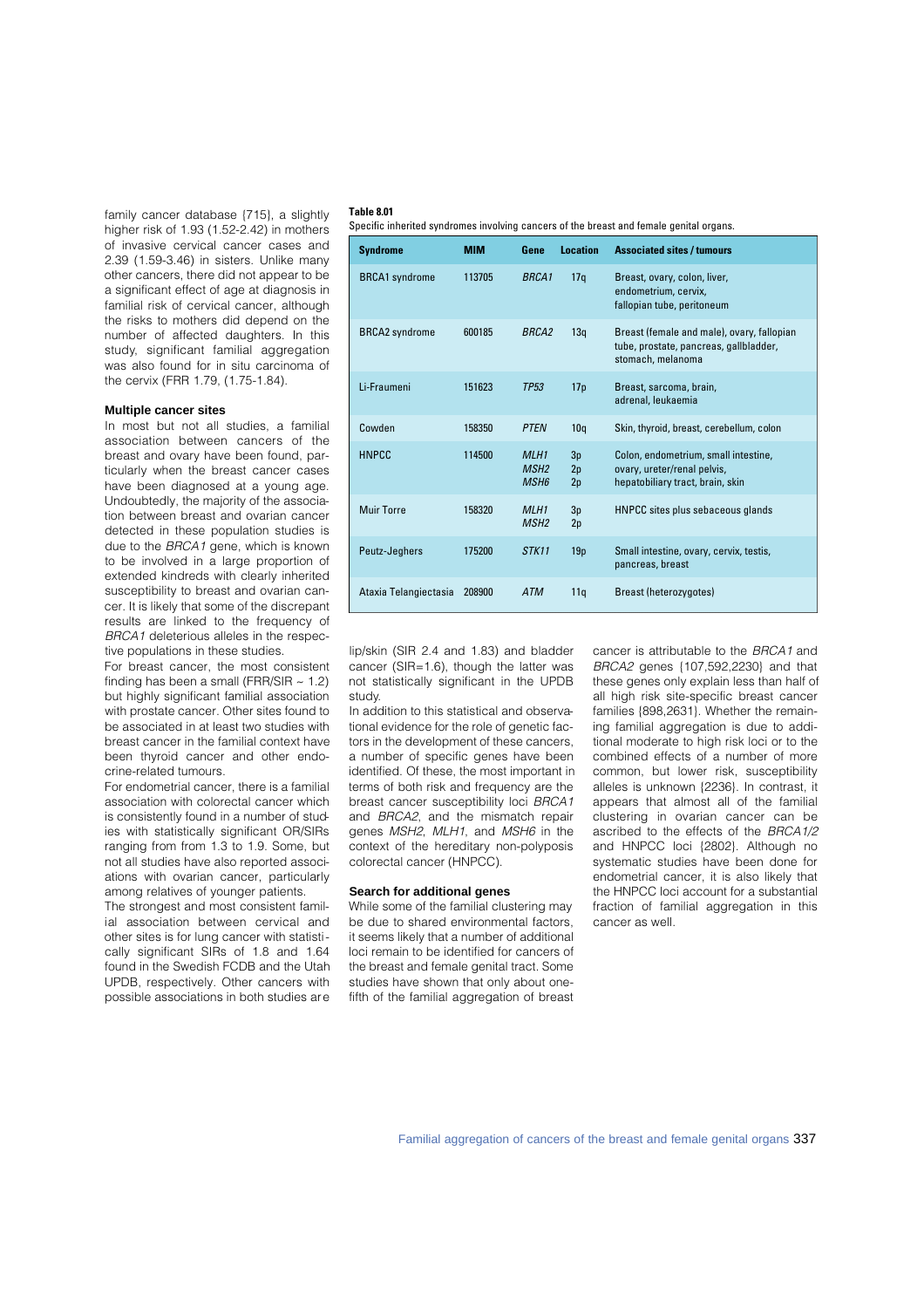family cancer database {715}, a slightly higher risk of 1.93 (1.52-2.42) in mothers of invasive cervical cancer cases and 2.39 (1.59-3.46) in sisters. Unlike many other cancers, there did not appear to be a significant effect of age at diagnosis in familial risk of cervical cancer, although the risks to mothers did depend on the number of affected daughters. In this study, significant familial aggregation was also found for in situ carcinoma of the cervix (FRR 1.79, (1.75-1.84).

#### Multiple cancer sites

In most but not all studies, a familial association between cancers of the breast and ovary have been found, particularly when the breast cancer cases have been diagnosed at a young age. Undoubtedly, the majority of the association between breast and ovarian cancer detected in these population studies is due to the *BRCA1* gene, which is known to be involved in a large proportion of extended kindreds with clearly inherited susceptibility to breast and ovarian cancer. It is likely that some of the discrepant results are linked to the frequency of *BRCA1* deleterious alleles in the respective populations in these studies.

For breast cancer, the most consistent finding has been a small (FRR/SIR ~ 1.2) but highly significant familial association with prostate cancer. Other sites found to be associated in at least two studies with breast cancer in the familial context have been thyroid cancer and other endocrine-related tumours.

For endometrial cancer, there is a familial association with colorectal cancer which is consistently found in a number of studies with statistically significant OR/SIRs ranging from from 1.3 to 1.9. Some, but not all studies have also reported associations with ovarian cancer, particularly among relatives of younger patients.

The strongest and most consistent familial association between cervical and other sites is for lung cancer with statistically significant SIRs of 1.8 and 1.64 found in the Swedish FCDB and the Utah UPDB, respectively. Other cancers with possible associations in both studies are lip/skin (SIR 2.4 and 1.83) and bladder cancer (SIR=1.6), though the latter was not statistically significant in the UPDB study.

In addition to this statistical and observational evidence for the role of genetic factors in the development of these cancers, a number of specific genes have been identified. Of these, the most important in terms of both risk and frequency are the breast cancer susceptibility loci *BRCA1* and *BRCA2*, and the mismatch repair genes *MSH2*, *MLH1*, and *MSH6* in the context of the hereditary non-polyposis colorectal cancer (HNPCC).

**Table 8.01**
Specific inherited syndromes involving cancers of the breast and female genital organs.

| Syndrome | MIM | Gene | Location | Associated sites / tumours |
|---|---|---|---|---|
| BRCA1 syndrome | 113705 | *BRCA1* | 17q | Breast, ovary, colon, liver, endometrium, cervix, fallopian tube, peritoneum |
| BRCA2 syndrome | 600185 | *BRCA2* | 13q | Breast (female and male), ovary, fallopian tube, prostate, pancreas, gallbladder, stomach, melanoma |
| Li-Fraumeni | 151623 | *TP53* | 17p | Breast, sarcoma, brain, adrenal, leukaemia |
| Cowden | 158350 | *PTEN* | 10q | Skin, thyroid, breast, cerebellum, colon |
| HNPCC | 114500 | *MLH1* *MSH2* *MSH6* | 3p 2p 2p | Colon, endometrium, small intestine, ovary, ureter/renal pelvis, hepatobiliary tract, brain, skin |
| Muir Torre | 158320 | *MLH1* *MSH2* | 3p 2p | HNPCC sites plus sebaceous glands |
| Peutz-Jeghers | 175200 | *STK11* | 19p | Small intestine, ovary, cervix, testis, pancreas, breast |
| Ataxia Telangiectasia | 208900 | *ATM* | 11q | Breast (heterozygotes) |

#### Search for additional genes

While some of the familial clustering may be due to shared environmental factors, it seems likely that a number of additional loci remain to be identified for cancers of the breast and female genital tract. Some studies have shown that only about one-fifth of the familial aggregation of breast cancer is attributable to the *BRCA1* and *BRCA2* genes {107,592,2230} and that these genes only explain less than half of all high risk site-specific breast cancer families {898,2631}. Whether the remaining familial aggregation is due to additional moderate to high risk loci or to the combined effects of a number of more common, but lower risk, susceptibility alleles is unknown {2236}. In contrast, it appears that almost all of the familial clustering in ovarian cancer can be ascribed to the effects of the *BRCA1/2* and HNPCC loci {2802}. Although no systematic studies have been done for endometrial cancer, it is also likely that the HNPCC loci account for a substantial fraction of familial aggregation in this cancer as well.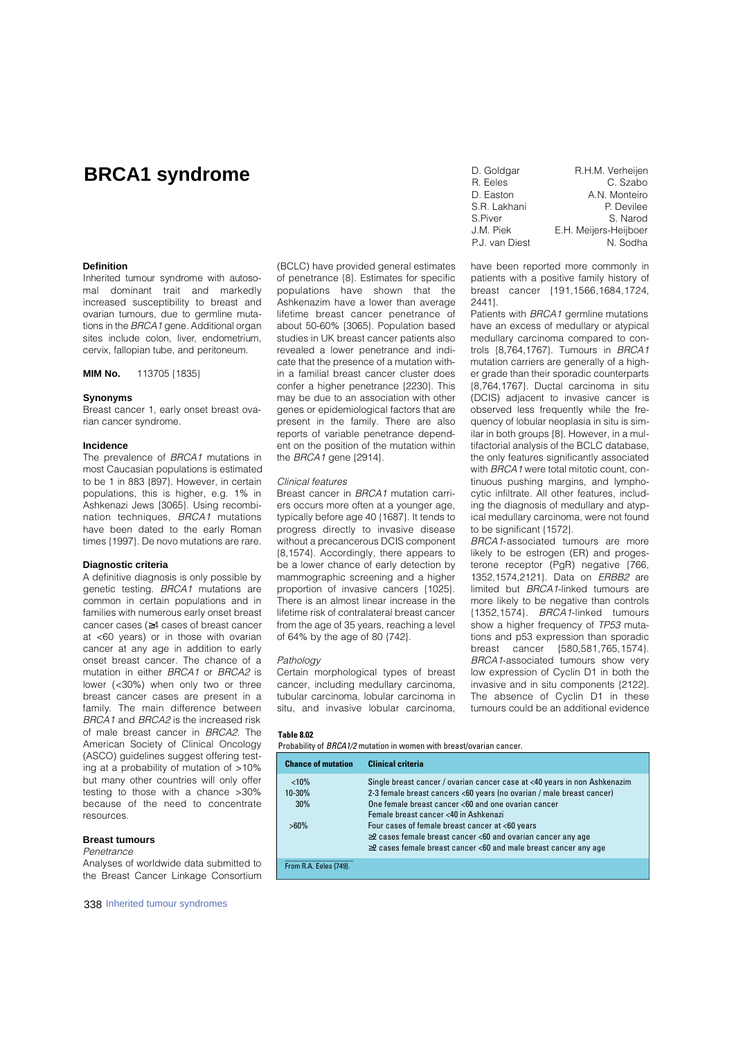# BRCA1 syndrome

D. Goldgar, R. Eeles, D. Easton, S.R. Lakhani, S.Piver, J.M. Piek, P.J. van Diest, R.H.M. Verheijen, C. Szabo, A.N. Monteiro, P. Devilee, S. Narod, E.H. Meijers-Heijboer, N. Sodha

### Definition

Inherited tumour syndrome with autosomal dominant trait and markedly increased susceptibility to breast and ovarian tumours, due to germline mutations in the *BRCA1* gene. Additional organ sites include colon, liver, endometrium, cervix, fallopian tube, and peritoneum.

**MIM No.** 113705 {1835}

### Synonyms

Breast cancer 1, early onset breast ovarian cancer syndrome.

### Incidence

The prevalence of *BRCA1* mutations in most Caucasian populations is estimated to be 1 in 883 {897}. However, in certain populations, this is higher, e.g. 1% in Ashkenazi Jews {3065}. Using recombination techniques, *BRCA1* mutations have been dated to the early Roman times {1997}. De novo mutations are rare.

### Diagnostic criteria

A definitive diagnosis is only possible by genetic testing. *BRCA1* mutations are common in certain populations and in families with numerous early onset breast cancer cases (≥4 cases of breast cancer at <60 years) or in those with ovarian cancer at any age in addition to early onset breast cancer. The chance of a mutation in either *BRCA1* or *BRCA2* is lower (<30%) when only two or three breast cancer cases are present in a family. The main difference between *BRCA1* and *BRCA2* is the increased risk of male breast cancer in *BRCA2*. The American Society of Clinical Oncology (ASCO) guidelines suggest offering testing at a probability of mutation of >10% but many other countries will only offer testing to those with a chance >30% because of the need to concentrate resources.

### Breast tumours

*Penetrance*

Analyses of worldwide data submitted to the Breast Cancer Linkage Consortium (BCLC) have provided general estimates of penetrance {8}. Estimates for specific populations have shown that the Ashkenazim have a lower than average lifetime breast cancer penetrance of about 50-60% {3065}. Population based studies in UK breast cancer patients also revealed a lower penetrance and indicate that the presence of a mutation within a familial breast cancer cluster does confer a higher penetrance {2230}. This may be due to an association with other genes or epidemiological factors that are present in the family. There are also reports of variable penetrance dependent on the position of the mutation within the *BRCA1* gene {2914}.

*Clinical features*

Breast cancer in *BRCA1* mutation carriers occurs more often at a younger age, typically before age 40 {1687}. It tends to progress directly to invasive disease without a precancerous DCIS component {8,1574}. Accordingly, there appears to be a lower chance of early detection by mammographic screening and a higher proportion of invasive cancers {1025}. There is an almost linear increase in the lifetime risk of contralateral breast cancer from the age of 35 years, reaching a level of 64% by the age of 80 {742}.

*Pathology*

Certain morphological types of breast cancer, including medullary carcinoma, tubular carcinoma, lobular carcinoma in situ, and invasive lobular carcinoma, have been reported more commonly in patients with a positive family history of breast cancer {191,1566,1684,1724, 2441}.

Patients with *BRCA1* germline mutations have an excess of medullary or atypical medullary carcinoma compared to controls {8,764,1767}. Tumours in *BRCA1* mutation carriers are generally of a higher grade than their sporadic counterparts {8,764,1767}. Ductal carcinoma in situ (DCIS) adjacent to invasive cancer is observed less frequently while the frequency of lobular neoplasia in situ is similar in both groups {8}. However, in a multifactorial analysis of the BCLC database, the only features significantly associated with *BRCA1* were total mitotic count, continuous pushing margins, and lymphocytic infiltrate. All other features, including the diagnosis of medullary and atypical medullary carcinoma, were not found to be significant {1572}.

*BRCA1*-associated tumours are more likely to be estrogen (ER) and progesterone receptor (PgR) negative {766, 1352,1574,2121}. Data on *ERBB2* are limited but *BRCA1*-linked tumours are more likely to be negative than controls {1352,1574}. *BRCA1*-linked tumours show a higher frequency of *TP53* mutations and p53 expression than sporadic breast cancer {580,581,765,1574}. *BRCA1*-associated tumours show very low expression of Cyclin D1 in both the invasive and in situ components {2122}. The absence of Cyclin D1 in these tumours could be an additional evidence

**Table 8.02**
Probability of *BRCA1/2* mutation in women with breast/ovarian cancer.

| Chance of mutation | Clinical criteria |
|---|---|
| <10% | Single breast cancer / ovarian cancer case at <40 years in non Ashkenazim |
| 10-30% | 2-3 female breast cancers <60 years (no ovarian / male breast cancer) |
| 30% | One female breast cancer <60 and one ovarian cancer<br>Female breast cancer <40 in Ashkenazi |
| >60% | Four cases of female breast cancer at <60 years<br>≥2 cases female breast cancer <60 and ovarian cancer any age<br>≥2 cases female breast cancer <60 and male breast cancer any age |

From R.A. Eeles {749}.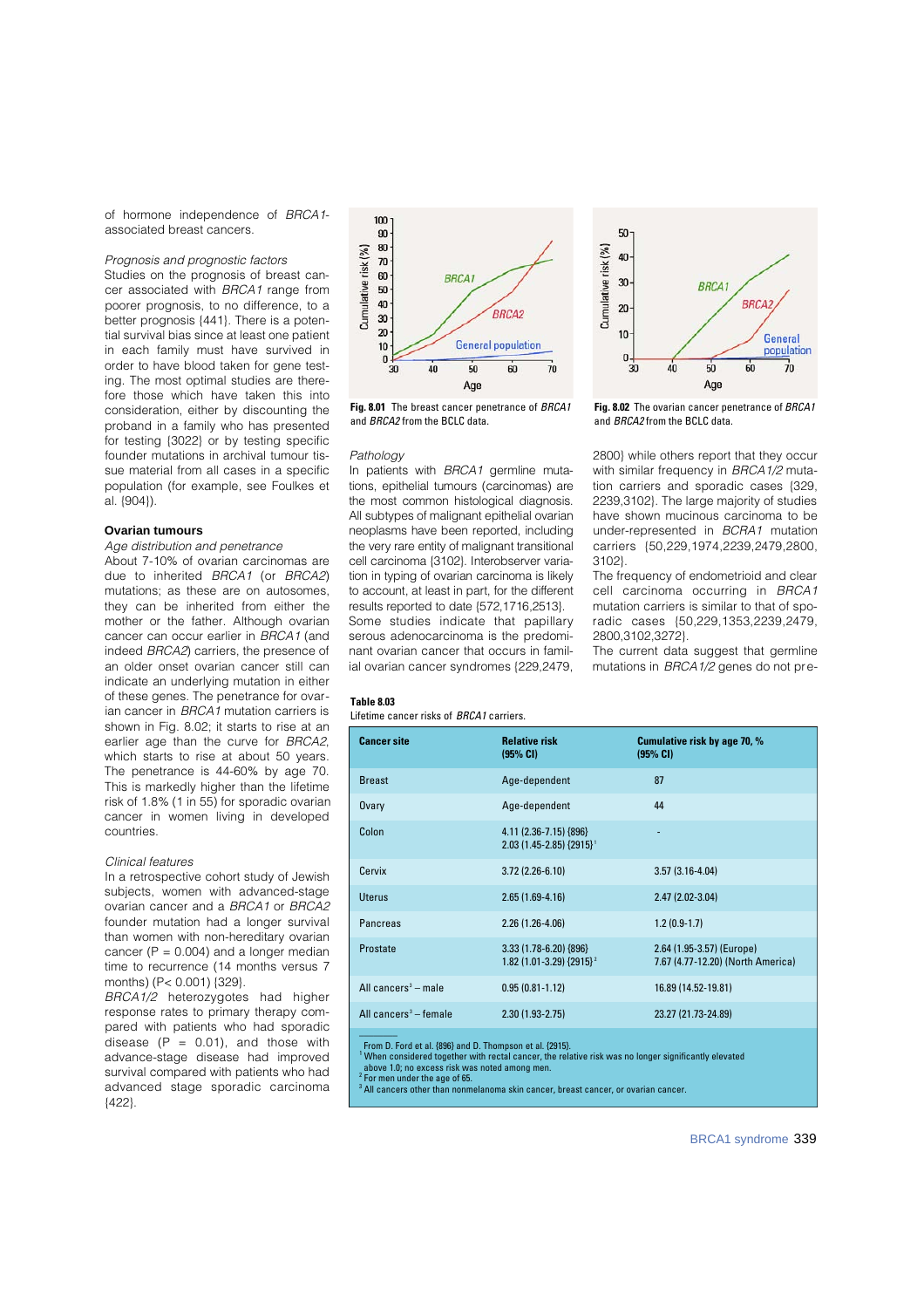of hormone independence of *BRCA1*-associated breast cancers.

*Prognosis and prognostic factors*
Studies on the prognosis of breast cancer associated with *BRCA1* range from poorer prognosis, to no difference, to a better prognosis {441}. There is a potential survival bias since at least one patient in each family must have survived in order to have blood taken for gene testing. The most optimal studies are therefore those which have taken this into consideration, either by discounting the proband in a family who has presented for testing {3022} or by testing specific founder mutations in archival tumour tissue material from all cases in a specific population (for example, see Foulkes et al. {904}).

### Ovarian tumours

*Age distribution and penetrance*
About 7-10% of ovarian carcinomas are due to inherited *BRCA1* (or *BRCA2*) mutations; as these are on autosomes, they can be inherited from either the mother or the father. Although ovarian cancer can occur earlier in *BRCA1* (and indeed *BRCA2*) carriers, the presence of an older onset ovarian cancer still can indicate an underlying mutation in either of these genes. The penetrance for ovarian cancer in *BRCA1* mutation carriers is shown in Fig. 8.02; it starts to rise at an earlier age than the curve for *BRCA2*, which starts to rise at about 50 years. The penetrance is 44-60% by age 70. This is markedly higher than the lifetime risk of 1.8% (1 in 55) for sporadic ovarian cancer in women living in developed countries.

*Clinical features*
In a retrospective cohort study of Jewish subjects, women with advanced-stage ovarian cancer and a *BRCA1* or *BRCA2* founder mutation had a longer survival than women with non-hereditary ovarian cancer (P = 0.004) and a longer median time to recurrence (14 months versus 7 months) (P< 0.001) {329}.
*BRCA1/2* heterozygotes had higher response rates to primary therapy compared with patients who had sporadic disease (P = 0.01), and those with advance-stage disease had improved survival compared with patients who had advanced stage sporadic carcinoma {422}.

**Fig. 8.01** The breast cancer penetrance of *BRCA1* and *BRCA2* from the BCLC data.

**Fig. 8.02** The ovarian cancer penetrance of *BRCA1* and *BRCA2* from the BCLC data.

*Pathology*
In patients with *BRCA1* germline mutations, epithelial tumours (carcinomas) are the most common histological diagnosis. All subtypes of malignant epithelial ovarian neoplasms have been reported, including the very rare entity of malignant transitional cell carcinoma {3102}. Interobserver variation in typing of ovarian carcinoma is likely to account, at least in part, for the different results reported to date {572,1716,2513}. Some studies indicate that papillary serous adenocarcinoma is the predominant ovarian cancer that occurs in familial ovarian cancer syndromes {229,2479,2800} while others report that they occur with similar frequency in *BRCA1/2* mutation carriers and sporadic cases {329, 2239,3102}. The large majority of studies have shown mucinous carcinoma to be under-represented in *BCRA1* mutation carriers {50,229,1974,2239,2479,2800, 3102}.
The frequency of endometrioid and clear cell carcinoma occurring in *BRCA1* mutation carriers is similar to that of sporadic cases {50,229,1353,2239,2479, 2800,3102,3272}.
The current data suggest that germline mutations in *BRCA1/2* genes do not pre-

**Table 8.03**
Lifetime cancer risks of *BRCA1* carriers.

| Cancer site | Relative risk (95% CI) | Cumulative risk by age 70, % (95% CI) |
|---|---|---|
| Breast | Age-dependent | 87 |
| Ovary | Age-dependent | 44 |
| Colon | 4.11 (2.36-7.15) {896}<br>2.03 (1.45-2.85) {2915}[1] | - |
| Cervix | 3.72 (2.26-6.10) | 3.57 (3.16-4.04) |
| Uterus | 2.65 (1.69-4.16) | 2.47 (2.02-3.04) |
| Pancreas | 2.26 (1.26-4.06) | 1.2 (0.9-1.7) |
| Prostate | 3.33 (1.78-6.20) {896}<br>1.82 (1.01-3.29) {2915}[2] | 2.64 (1.95-3.57) (Europe)<br>7.67 (4.77-12.20) (North America) |
| All cancers[3] – male | 0.95 (0.81-1.12) | 16.89 (14.52-19.81) |
| All cancers[3] – female | 2.30 (1.93-2.75) | 23.27 (21.73-24.89) |

From D. Ford et al. {896} and D. Thompson et al. {2915}.
[1] When considered together with rectal cancer, the relative risk was no longer significantly elevated above 1.0; no excess risk was noted among men.
[2] For men under the age of 65.
[3] All cancers other than nonmelanoma skin cancer, breast cancer, or ovarian cancer.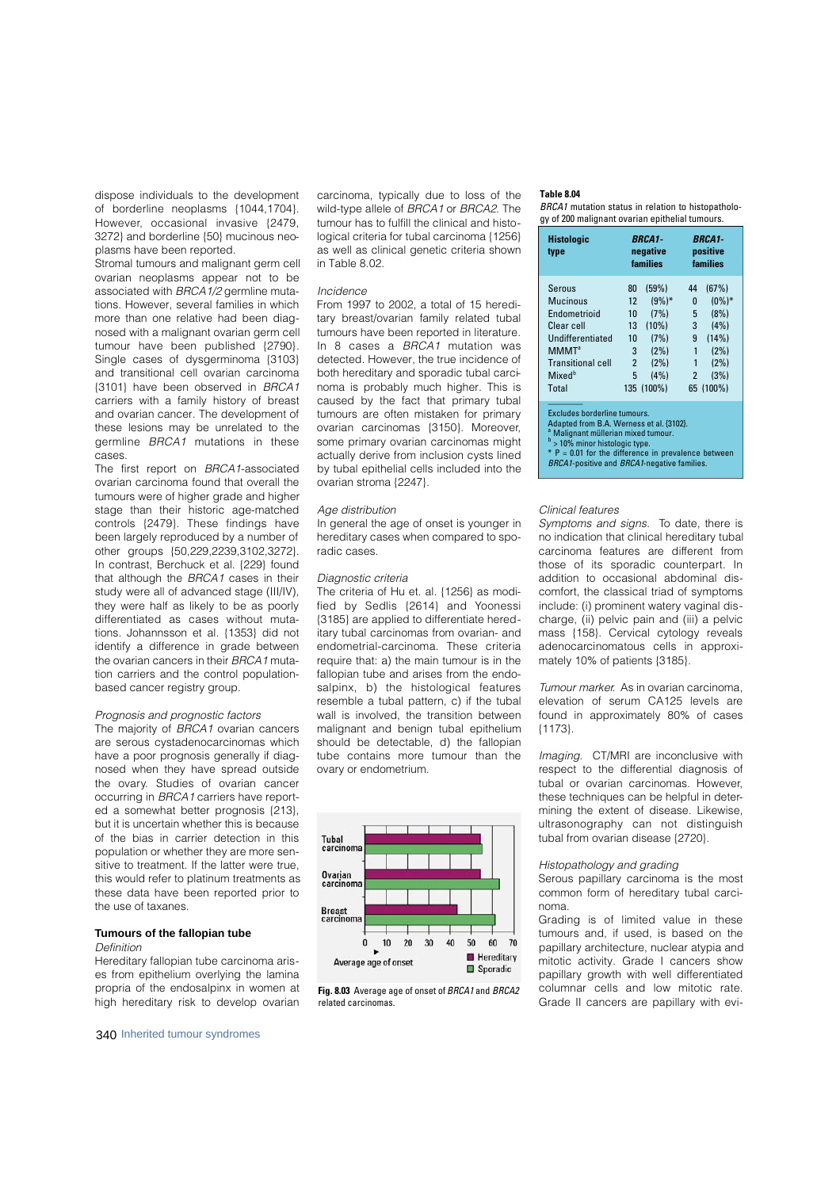dispose individuals to the development of borderline neoplasms {1044,1704}. However, occasional invasive {2479, 3272} and borderline {50} mucinous neoplasms have been reported.

Stromal tumours and malignant germ cell ovarian neoplasms appear not to be associated with *BRCA1/2* germline mutations. However, several families in which more than one relative had been diagnosed with a malignant ovarian germ cell tumour have been published {2790}. Single cases of dysgerminoma {3103} and transitional cell ovarian carcinoma {3101} have been observed in *BRCA1* carriers with a family history of breast and ovarian cancer. The development of these lesions may be unrelated to the germline *BRCA1* mutations in these cases.

The first report on *BRCA1*-associated ovarian carcinoma found that overall the tumours were of higher grade and higher stage than their historic age-matched controls {2479}. These findings have been largely reproduced by a number of other groups {50,229,2239,3102,3272}. In contrast, Berchuck et al. {229} found that although the *BRCA1* cases in their study were all of advanced stage (III/IV), they were half as likely to be as poorly differentiated as cases without mutations. Johannsson et al. {1353} did not identify a difference in grade between the ovarian cancers in their *BRCA1* mutation carriers and the control population-based cancer registry group.

*Prognosis and prognostic factors*

The majority of *BRCA1* ovarian cancers are serous cystadenocarcinomas which have a poor prognosis generally if diagnosed when they have spread outside the ovary. Studies of ovarian cancer occurring in *BRCA1* carriers have reported a somewhat better prognosis {213}, but it is uncertain whether this is because of the bias in carrier detection in this population or whether they are more sensitive to treatment. If the latter were true, this would refer to platinum treatments as these data have been reported prior to the use of taxanes.

### Tumours of the fallopian tube

*Definition*

Hereditary fallopian tube carcinoma arises from epithelium overlying the lamina propria of the endosalpinx in women at high hereditary risk to develop ovarian carcinoma, typically due to loss of the wild-type allele of *BRCA1* or *BRCA2*. The tumour has to fulfill the clinical and histological criteria for tubal carcinoma {1256} as well as clinical genetic criteria shown in Table 8.02.

*Incidence*

From 1997 to 2002, a total of 15 hereditary breast/ovarian family related tubal tumours have been reported in literature. In 8 cases a *BRCA1* mutation was detected. However, the true incidence of both hereditary and sporadic tubal carcinoma is probably much higher. This is caused by the fact that primary tubal tumours are often mistaken for primary ovarian carcinomas {3150}. Moreover, some primary ovarian carcinomas might actually derive from inclusion cysts lined by tubal epithelial cells included into the ovarian stroma {2247}.

*Age distribution*

In general the age of onset is younger in hereditary cases when compared to sporadic cases.

*Diagnostic criteria*

The criteria of Hu et. al. {1256} as modified by Sedlis {2614} and Yoonessi {3185} are applied to differentiate hereditary tubal carcinomas from ovarian- and endometrial-carcinoma. These criteria require that: a) the main tumour is in the fallopian tube and arises from the endosalpinx, b) the histological features resemble a tubal pattern, c) if the tubal wall is involved, the transition between malignant and benign tubal epithelium should be detectable, d) the fallopian tube contains more tumour than the ovary or endometrium.

Fig. 8.03 Average age of onset of *BRCA1* and *BRCA2* related carcinomas.

**Table 8.04**
*BRCA1* mutation status in relation to histopathology of 200 malignant ovarian epithelial tumours.

| Histologic type | *BRCA1*-negative families | *BRCA1*-positive families |
|---|---|---|
| Serous | 80 (59%) | 44 (67%) |
| Mucinous | 12 (9%)* | 0 (0%)* |
| Endometrioid | 10 (7%) | 5 (8%) |
| Clear cell | 13 (10%) | 3 (4%) |
| Undifferentiated | 10 (7%) | 9 (14%) |
| MMMT[a] | 3 (2%) | 1 (2%) |
| Transitional cell | 2 (2%) | 1 (2%) |
| Mixed[b] | 5 (4%) | 2 (3%) |
| Total | 135 (100%) | 65 (100%) |

Excludes borderline tumours.
Adapted from B.A. Werness et al. {3102}.
[a] Malignant müllerian mixed tumour.
[b] > 10% minor histologic type.
* P = 0.01 for the difference in prevalence between *BRCA1*-positive and *BRCA1*-negative families.

*Clinical features*

*Symptoms and signs.* To date, there is no indication that clinical hereditary tubal carcinoma features are different from those of its sporadic counterpart. In addition to occasional abdominal discomfort, the classical triad of symptoms include: (i) prominent watery vaginal discharge, (ii) pelvic pain and (iii) a pelvic mass {158}. Cervical cytology reveals adenocarcinomatous cells in approximately 10% of patients {3185}.

*Tumour marker.* As in ovarian carcinoma, elevation of serum CA125 levels are found in approximately 80% of cases {1173}.

*Imaging.* CT/MRI are inconclusive with respect to the differential diagnosis of tubal or ovarian carcinomas. However, these techniques can be helpful in determining the extent of disease. Likewise, ultrasonography can not distinguish tubal from ovarian disease {2720}.

*Histopathology and grading*

Serous papillary carcinoma is the most common form of hereditary tubal carcinoma.

Grading is of limited value in these tumours and, if used, is based on the papillary architecture, nuclear atypia and mitotic activity. Grade I cancers show papillary growth with well differentiated columnar cells and low mitotic rate. Grade II cancers are papillary with evi-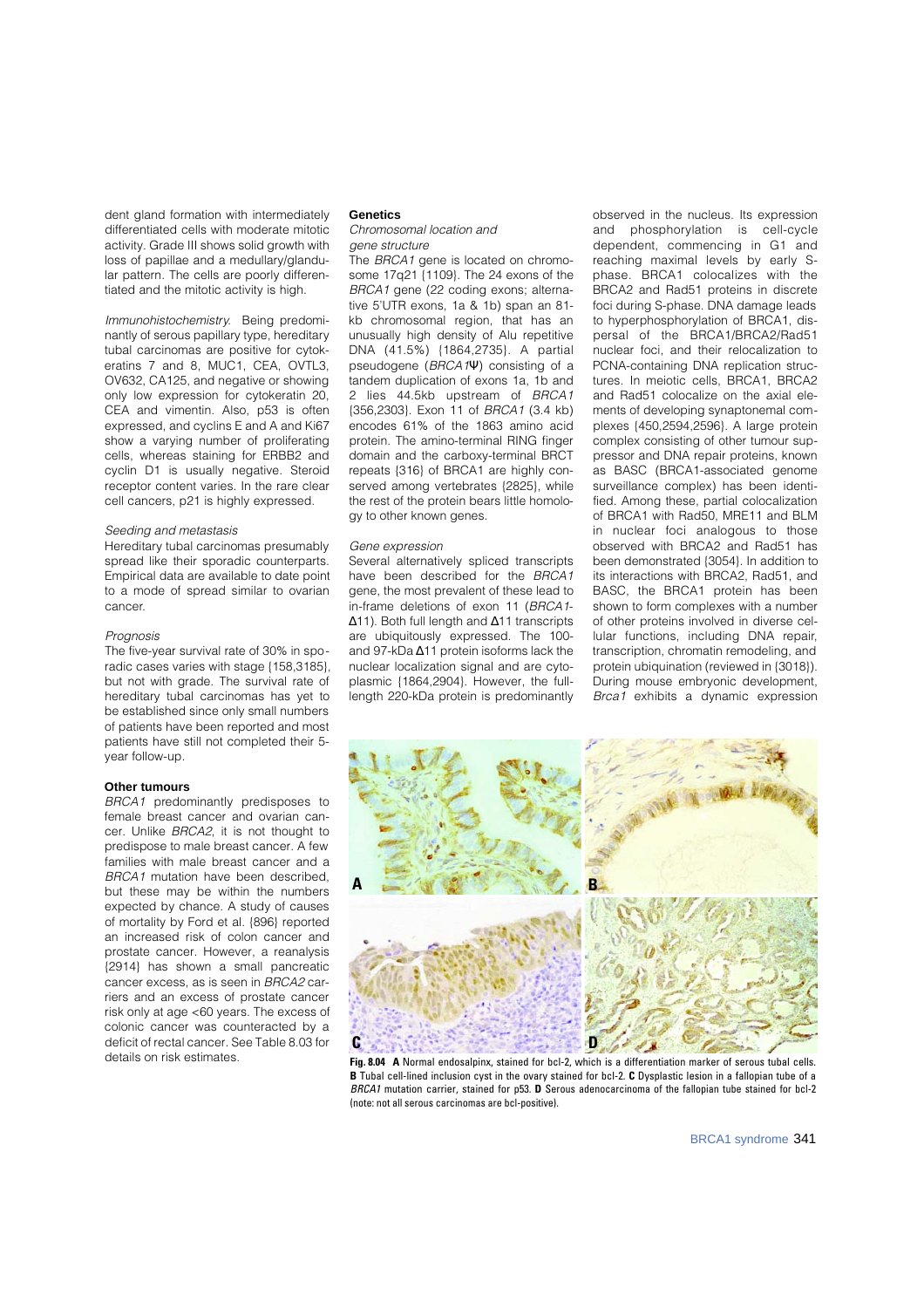dent gland formation with intermediately differentiated cells with moderate mitotic activity. Grade III shows solid growth with loss of papillae and a medullary/glandular pattern. The cells are poorly differentiated and the mitotic activity is high.

*Immunohistochemistry.* Being predominantly of serous papillary type, hereditary tubal carcinomas are positive for cytokeratins 7 and 8, MUC1, CEA, OVTL3, OV632, CA125, and negative or showing only low expression for cytokeratin 20, CEA and vimentin. Also, p53 is often expressed, and cyclins E and A and Ki67 show a varying number of proliferating cells, whereas staining for ERBB2 and cyclin D1 is usually negative. Steroid receptor content varies. In the rare clear cell cancers, p21 is highly expressed.

*Seeding and metastasis*

Hereditary tubal carcinomas presumably spread like their sporadic counterparts. Empirical data are available to date point to a mode of spread similar to ovarian cancer.

*Prognosis*

The five-year survival rate of 30% in sporadic cases varies with stage {158,3185}, but not with grade. The survival rate of hereditary tubal carcinomas has yet to be established since only small numbers of patients have been reported and most patients have still not completed their 5-year follow-up.

**Other tumours**

*BRCA1* predominantly predisposes to female breast cancer and ovarian cancer. Unlike *BRCA2*, it is not thought to predispose to male breast cancer. A few families with male breast cancer and a *BRCA1* mutation have been described, but these may be within the numbers expected by chance. A study of causes of mortality by Ford et al. {896} reported an increased risk of colon cancer and prostate cancer. However, a reanalysis {2914} has shown a small pancreatic cancer excess, as is seen in *BRCA2* carriers and an excess of prostate cancer risk only at age <60 years. The excess of colonic cancer was counteracted by a deficit of rectal cancer. See Table 8.03 for details on risk estimates.

**Genetics**

*Chromosomal location and gene structure*

The *BRCA1* gene is located on chromosome 17q21 {1109}. The 24 exons of the *BRCA1* gene (22 coding exons; alternative 5'UTR exons, 1a & 1b) span an 81-kb chromosomal region, that has an unusually high density of Alu repetitive DNA (41.5%) {1864,2735}. A partial pseudogene (*BRCA1Ψ*) consisting of a tandem duplication of exons 1a, 1b and 2 lies 44.5kb upstream of *BRCA1* {356,2303}. Exon 11 of *BRCA1* (3.4 kb) encodes 61% of the 1863 amino acid protein. The amino-terminal RING finger domain and the carboxy-terminal BRCT repeats {316} of BRCA1 are highly conserved among vertebrates {2825}, while the rest of the protein bears little homology to other known genes.

*Gene expression*

Several alternatively spliced transcripts have been described for the *BRCA1* gene, the most prevalent of these lead to in-frame deletions of exon 11 (*BRCA1*-Δ11). Both full length and Δ11 transcripts are ubiquitously expressed. The 100- and 97-kDa Δ11 protein isoforms lack the nuclear localization signal and are cytoplasmic {1864,2904}. However, the full-length 220-kDa protein is predominantly observed in the nucleus. Its expression and phosphorylation is cell-cycle dependent, commencing in G1 and reaching maximal levels by early S-phase. BRCA1 colocalizes with the BRCA2 and Rad51 proteins in discrete foci during S-phase. DNA damage leads to hyperphosphorylation of BRCA1, dispersal of the BRCA1/BRCA2/Rad51 nuclear foci, and their relocalization to PCNA-containing DNA replication structures. In meiotic cells, BRCA1, BRCA2 and Rad51 colocalize on the axial elements of developing synaptonemal complexes {450,2594,2596}. A large protein complex consisting of other tumour suppressor and DNA repair proteins, known as BASC (BRCA1-associated genome surveillance complex) has been identified. Among these, partial colocalization of BRCA1 with Rad50, MRE11 and BLM in nuclear foci analogous to those observed with BRCA2 and Rad51 has been demonstrated {3054}. In addition to its interactions with BRCA2, Rad51, and BASC, the BRCA1 protein has been shown to form complexes with a number of other proteins involved in diverse cellular functions, including DNA repair, transcription, chromatin remodeling, and protein ubiquination (reviewed in {3018}). During mouse embryonic development, *Brca1* exhibits a dynamic expression

**Fig. 8.04 A** Normal endosalpinx, stained for bcl-2, which is a differentiation marker of serous tubal cells. **B** Tubal cell-lined inclusion cyst in the ovary stained for bcl-2. **C** Dysplastic lesion in a fallopian tube of a *BRCA1* mutation carrier, stained for p53. **D** Serous adenocarcinoma of the fallopian tube stained for bcl-2 (note: not all serous carcinomas are bcl-positive).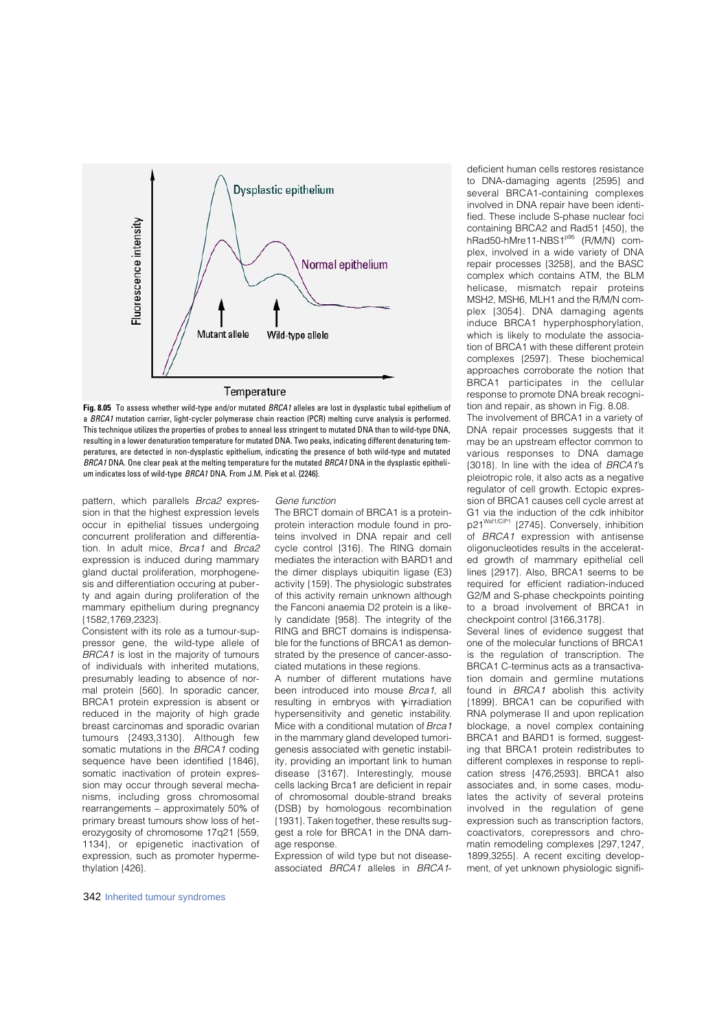**Fig. 8.05** To assess whether wild-type and/or mutated *BRCA1* alleles are lost in dysplastic tubal epithelium of a *BRCA1* mutation carrier, light-cycler polymerase chain reaction (PCR) melting curve analysis is performed. This technique utilizes the properties of probes to anneal less stringent to mutated DNA than to wild-type DNA, resulting in a lower denaturation temperature for mutated DNA. Two peaks, indicating different denaturing temperatures, are detected in non-dysplastic epithelium, indicating the presence of both wild-type and mutated *BRCA1* DNA. One clear peak at the melting temperature for the mutated *BRCA1* DNA in the dysplastic epithelium indicates loss of wild-type *BRCA1* DNA. From J.M. Piek et al. {2246}.

pattern, which parallels *Brca2* expression in that the highest expression levels occur in epithelial tissues undergoing concurrent proliferation and differentiation. In adult mice, *Brca1* and *Brca2* expression is induced during mammary gland ductal proliferation, morphogenesis and differentiation occuring at puberty and again during proliferation of the mammary epithelium during pregnancy {1582,1769,2323}.

Consistent with its role as a tumour-suppressor gene, the wild-type allele of *BRCA1* is lost in the majority of tumours of individuals with inherited mutations, presumably leading to absence of normal protein {560}. In sporadic cancer, BRCA1 protein expression is absent or reduced in the majority of high grade breast carcinomas and sporadic ovarian tumours {2493,3130}. Although few somatic mutations in the *BRCA1* coding sequence have been identified {1846}, somatic inactivation of protein expression may occur through several mechanisms, including gross chromosomal rearrangements – approximately 50% of primary breast tumours show loss of heterozygosity of chromosome 17q21 {559, 1134}, or epigenetic inactivation of expression, such as promoter hypermethylation {426}.

*Gene function*

The BRCT domain of BRCA1 is a protein-protein interaction module found in proteins involved in DNA repair and cell cycle control {316}. The RING domain mediates the interaction with BARD1 and the dimer displays ubiquitin ligase (E3) activity {159}. The physiologic substrates of this activity remain unknown although the Fanconi anaemia D2 protein is a likely candidate {958}. The integrity of the RING and BRCT domains is indispensable for the functions of BRCA1 as demonstrated by the presence of cancer-associated mutations in these regions.

A number of different mutations have been introduced into mouse *Brca1*, all resulting in embryos with γ-irradiation hypersensitivity and genetic instability. Mice with a conditional mutation of *Brca1* in the mammary gland developed tumorigenesis associated with genetic instability, providing an important link to human disease {3167}. Interestingly, mouse cells lacking Brca1 are deficient in repair of chromosomal double-strand breaks (DSB) by homologous recombination {1931}. Taken together, these results suggest a role for BRCA1 in the DNA damage response.

Expression of wild type but not disease-associated *BRCA1* alleles in *BRCA1*-deficient human cells restores resistance to DNA-damaging agents {2595} and several BRCA1-containing complexes involved in DNA repair have been identified. These include S-phase nuclear foci containing BRCA2 and Rad51 {450}, the hRad50-hMre11-NBS1[p95] (R/M/N) complex, involved in a wide variety of DNA repair processes {3258}, and the BASC complex which contains ATM, the BLM helicase, mismatch repair proteins MSH2, MSH6, MLH1 and the R/M/N complex {3054}. DNA damaging agents induce BRCA1 hyperphosphorylation, which is likely to modulate the association of BRCA1 with these different protein complexes {2597}. These biochemical approaches corroborate the notion that BRCA1 participates in the cellular response to promote DNA break recognition and repair, as shown in Fig. 8.08.

The involvement of BRCA1 in a variety of DNA repair processes suggests that it may be an upstream effector common to various responses to DNA damage {3018}. In line with the idea of *BRCA1*'s pleiotropic role, it also acts as a negative regulator of cell growth. Ectopic expression of BRCA1 causes cell cycle arrest at G1 via the induction of the cdk inhibitor p21[Waf1/CiP1] {2745}. Conversely, inhibition of *BRCA1* expression with antisense oligonucleotides results in the accelerated growth of mammary epithelial cell lines {2917}. Also, BRCA1 seems to be required for efficient radiation-induced G2/M and S-phase checkpoints pointing to a broad involvement of BRCA1 in checkpoint control {3166,3178}.

Several lines of evidence suggest that one of the molecular functions of BRCA1 is the regulation of transcription. The BRCA1 C-terminus acts as a transactivation domain and germline mutations found in *BRCA1* abolish this activity {1899}. BRCA1 can be copurified with RNA polymerase II and upon replication blockage, a novel complex containing BRCA1 and BARD1 is formed, suggesting that BRCA1 protein redistributes to different complexes in response to replication stress {476,2593}. BRCA1 also associates and, in some cases, modulates the activity of several proteins involved in the regulation of gene expression such as transcription factors, coactivators, corepressors and chromatin remodeling complexes {297,1247, 1899,3255}. A recent exciting development, of yet unknown physiologic signifi-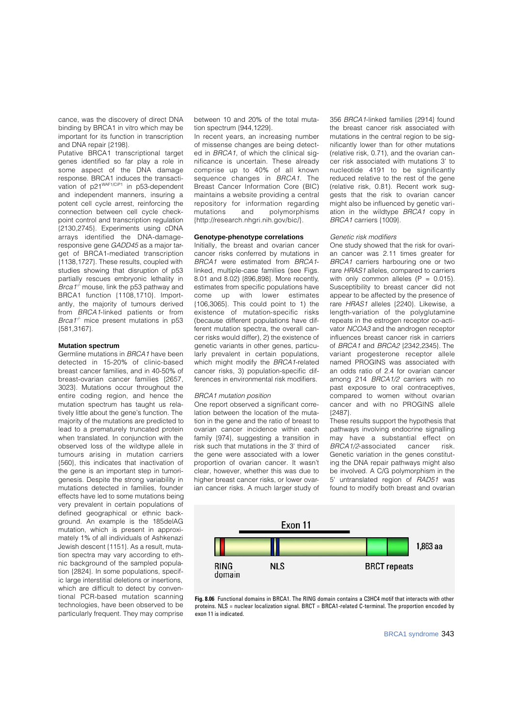cance, was the discovery of direct DNA binding by BRCA1 in vitro which may be important for its function in transcription and DNA repair {2198}.

Putative BRCA1 transcriptional target genes identified so far play a role in some aspect of the DNA damage response. BRCA1 induces the transactivation of p21[WAF1/CIP1] in p53-dependent and independent manners, insuring a potent cell cycle arrest, reinforcing the connection between cell cycle checkpoint control and transcription regulation {2130,2745}. Experiments using cDNA arrays identified the DNA-damage-responsive gene *GADD45* as a major target of BRCA1-mediated transcription {1138,1727}. These results, coupled with studies showing that disruption of p53 partially rescues embryonic lethality in *Brca1*$^{-/-}$ mouse, link the p53 pathway and BRCA1 function {1108,1710}. Importantly, the majority of tumours derived from *BRCA1*-linked patients or from *Brca1*$^{-/-}$ mice present mutations in p53 {581,3167}.

**Mutation spectrum**

Germline mutations in *BRCA1* have been detected in 15-20% of clinic-based breast cancer families, and in 40-50% of breast-ovarian cancer families {2657, 3023}. Mutations occur throughout the entire coding region, and hence the mutation spectrum has taught us relatively little about the gene's function. The majority of the mutations are predicted to lead to a prematurely truncated protein when translated. In conjunction with the observed loss of the wildtype allele in tumours arising in mutation carriers {560}, this indicates that inactivation of the gene is an important step in tumorigenesis. Despite the strong variability in mutations detected in families, founder effects have led to some mutations being very prevalent in certain populations of defined geographical or ethnic background. An example is the 185delAG mutation, which is present in approximately 1% of all individuals of Ashkenazi Jewish descent {1151}. As a result, mutation spectra may vary according to ethnic background of the sampled population {2824}. In some populations, specific large interstitial deletions or insertions, which are difficult to detect by conventional PCR-based mutation scanning technologies, have been observed to be particularly frequent. They may comprise between 10 and 20% of the total mutation spectrum {944,1229}.

In recent years, an increasing number of missense changes are being detected in *BRCA1*, of which the clinical significance is uncertain. These already comprise up to 40% of all known sequence changes in *BRCA1*. The Breast Cancer Information Core (BIC) maintains a website providing a central repository for information regarding mutations and polymorphisms {http://research.nhgri.nih.gov/bic/}.

**Genotype-phenotype correlations**

Initially, the breast and ovarian cancer cancer risks conferred by mutations in *BRCA1* were estimated from *BRCA1*-linked, multiple-case families (see Figs. 8.01 and 8.02) {896,898}. More recently, estimates from specific populations have come up with lower estimates {106,3065}. This could point to 1) the existence of mutation-specific risks (because different populations have different mutation spectra, the overall cancer risks would differ), 2) the existence of genetic variants in other genes, particularly prevalent in certain populations, which might modify the *BRCA1*-related cancer risks, 3) population-specific differences in environmental risk modifiers.

*BRCA1 mutation position*

One report observed a significant correlation between the location of the mutation in the gene and the ratio of breast to ovarian cancer incidence within each family {974}, suggesting a transition in risk such that mutations in the 3' third of the gene were associated with a lower proportion of ovarian cancer. It wasn't clear, however, whether this was due to higher breast cancer risks, or lower ovarian cancer risks. A much larger study of 356 *BRCA1*-linked families {2914} found the breast cancer risk associated with mutations in the central region to be significantly lower than for other mutations (relative risk, 0.71), and the ovarian cancer risk associated with mutations 3' to nucleotide 4191 to be significantly reduced relative to the rest of the gene (relative risk, 0.81). Recent work suggests that the risk to ovarian cancer might also be influenced by genetic variation in the wildtype *BRCA1* copy in *BRCA1* carriers {1009}.

*Genetic risk modifiers*

One study showed that the risk for ovarian cancer was 2.11 times greater for *BRCA1* carriers harbouring one or two rare *HRAS1* alleles, compared to carriers with only common alleles ($P = 0.015$). Susceptibility to breast cancer did not appear to be affected by the presence of rare *HRAS1* alleles {2240}. Likewise, a length-variation of the polyglutamine repeats in the estrogen receptor co-activator *NCOA3* and the androgen receptor influences breast cancer risk in carriers of *BRCA1* and *BRCA2* {2342,2345}. The variant progesterone receptor allele named PROGINS was associated with an odds ratio of 2.4 for ovarian cancer among 214 *BRCA1/2* carriers with no past exposure to oral contraceptives, compared to women without ovarian cancer and with no PROGINS allele {2487}.

These results support the hypothesis that pathways involving endocrine signalling may have a substantial effect on *BRCA1/2*-associated cancer risk. Genetic variation in the genes constituting the DNA repair pathways might also be involved. A C/G polymorphism in the 5' untranslated region of *RAD51* was found to modify both breast and ovarian

**Fig. 8.06** Functional domains in BRCA1. The RING domain contains a C3HC4 motif that interacts with other proteins. NLS = nuclear localization signal. BRCT = BRCA1-related C-terminal. The proportion encoded by exon 11 is indicated.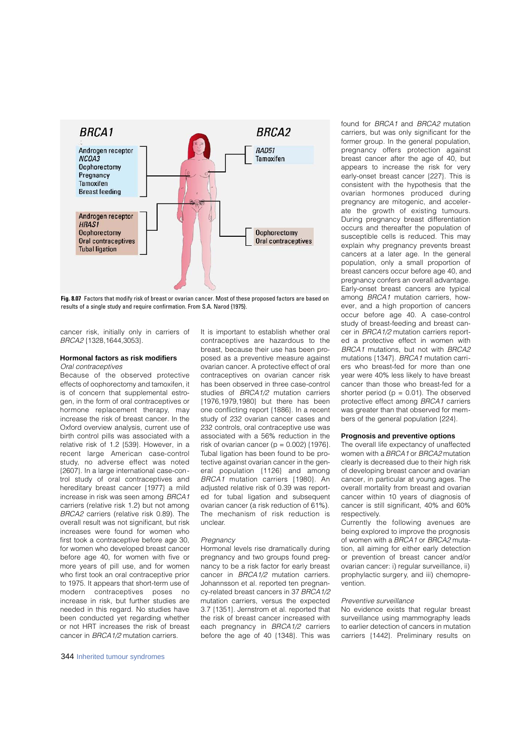BRCA1

Androgen receptor
*NCOA3*
Oophorectomy
Pregnancy
Tamoxifen
Breast feeding

Androgen receptor
*HRAS1*
Oophorectomy
Oral contraceptives
Tubal ligation

BRCA2

*RAD51*
Tamoxifen

Oophorectomy
Oral contraceptives

**Fig. 8.07** Factors that modify risk of breast or ovarian cancer. Most of these proposed factors are based on results of a single study and require confirmation. From S.A. Narod {1975}.

cancer risk, initially only in carriers of *BRCA2* {1328,1644,3053}.

### Hormonal factors as risk modifiers

*Oral contraceptives*

Because of the observed protective effects of oophorectomy and tamoxifen, it is of concern that supplemental estrogen, in the form of oral contraceptives or hormone replacement therapy, may increase the risk of breast cancer. In the Oxford overview analysis, current use of birth control pills was associated with a relative risk of 1.2 {539}. However, in a recent large American case-control study, no adverse effect was noted {2607}. In a large international case-control study of oral contraceptives and hereditary breast cancer {1977} a mild increase in risk was seen among *BRCA1* carriers (relative risk 1.2) but not among *BRCA2* carriers (relative risk 0.89). The overall result was not significant, but risk increases were found for women who first took a contraceptive before age 30, for women who developed breast cancer before age 40, for women with five or more years of pill use, and for women who first took an oral contraceptive prior to 1975. It appears that short-term use of modern contraceptives poses no increase in risk, but further studies are needed in this regard. No studies have been conducted yet regarding whether or not HRT increases the risk of breast cancer in *BRCA1/2* mutation carriers.

It is important to establish whether oral contraceptives are hazardous to the breast, because their use has been proposed as a preventive measure against ovarian cancer. A protective effect of oral contraceptives on ovarian cancer risk has been observed in three case-control studies of *BRCA1/2* mutation carriers {1976,1979,1980} but there has been one conflicting report {1886}. In a recent study of 232 ovarian cancer cases and 232 controls, oral contraceptive use was associated with a 56% reduction in the risk of ovarian cancer (p = 0.002) {1976}. Tubal ligation has been found to be protective against ovarian cancer in the general population {1126} and among *BRCA1* mutation carriers {1980}. An adjusted relative risk of 0.39 was reported for tubal ligation and subsequent ovarian cancer (a risk reduction of 61%). The mechanism of risk reduction is unclear.

*Pregnancy*

Hormonal levels rise dramatically during pregnancy and two groups found pregnancy to be a risk factor for early breast cancer in *BRCA1/2* mutation carriers. Johannsson et al. reported ten pregnancy-related breast cancers in 37 *BRCA1/2* mutation carriers, versus the expected 3.7 {1351}. Jernstrom et al. reported that the risk of breast cancer increased with each pregnancy in *BRCA1/2* carriers before the age of 40 {1348}. This was found for *BRCA1* and *BRCA2* mutation carriers, but was only significant for the former group. In the general population, pregnancy offers protection against breast cancer after the age of 40, but appears to increase the risk for very early-onset breast cancer {227}. This is consistent with the hypothesis that the ovarian hormones produced during pregnancy are mitogenic, and accelerate the growth of existing tumours. During pregnancy breast differentiation occurs and thereafter the population of susceptible cells is reduced. This may explain why pregnancy prevents breast cancers at a later age. In the general population, only a small proportion of breast cancers occur before age 40, and pregnancy confers an overall advantage. Early-onset breast cancers are typical among *BRCA1* mutation carriers, however, and a high proportion of cancers occur before age 40. A case-control study of breast-feeding and breast cancer in *BRCA1/2* mutation carriers reported a protective effect in women with *BRCA1* mutations, but not with *BRCA2* mutations {1347}. *BRCA1* mutation carriers who breast-fed for more than one year were 40% less likely to have breast cancer than those who breast-fed for a shorter period (p = 0.01). The observed protective effect among *BRCA1* carriers was greater than that observed for members of the general population {224}.

### Prognosis and preventive options

The overall life expectancy of unaffected women with a *BRCA1* or *BRCA2* mutation clearly is decreased due to their high risk of developing breast cancer and ovarian cancer, in particular at young ages. The overall mortality from breast and ovarian cancer within 10 years of diagnosis of cancer is still significant, 40% and 60% respectively.

Currently the following avenues are being explored to improve the prognosis of women with a *BRCA1* or *BRCA2* mutation, all aiming for either early detection or prevention of breast cancer and/or ovarian cancer: i) regular surveillance, ii) prophylactic surgery, and iii) chemoprevention.

*Preventive surveillance*

No evidence exists that regular breast surveillance using mammography leads to earlier detection of cancers in mutation carriers {1442}. Preliminary results on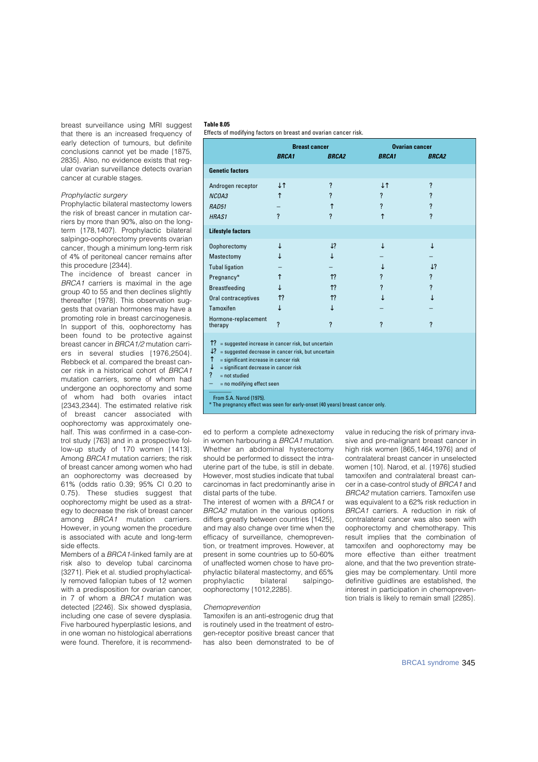breast surveillance using MRI suggest that there is an increased frequency of early detection of tumours, but definite conclusions cannot yet be made {1875, 2835}. Also, no evidence exists that regular ovarian surveillance detects ovarian cancer at curable stages.

*Prophylactic surgery*

Prophylactic bilateral mastectomy lowers the risk of breast cancer in mutation carriers by more than 90%, also on the long-term {178,1407}. Prophylactic bilateral salpingo-oophorectomy prevents ovarian cancer, though a minimum long-term risk of 4% of peritoneal cancer remains after this procedure {2344}.

The incidence of breast cancer in *BRCA1* carriers is maximal in the age group 40 to 55 and then declines slightly thereafter {1978}. This observation suggests that ovarian hormones may have a promoting role in breast carcinogenesis. In support of this, oophorectomy has been found to be protective against breast cancer in *BRCA1/2* mutation carriers in several studies {1976,2504}. Rebbeck et al. compared the breast cancer risk in a historical cohort of *BRCA1* mutation carriers, some of whom had undergone an oophorectomy and some of whom had both ovaries intact {2343,2344}. The estimated relative risk of breast cancer associated with oophorectomy was approximately one-half. This was confirmed in a case-control study {763} and in a prospective follow-up study of 170 women {1413}. Among *BRCA1* mutation carriers; the risk of breast cancer among women who had an oophorectomy was decreased by 61% (odds ratio 0.39; 95% CI 0.20 to 0.75). These studies suggest that oophorectomy might be used as a strategy to decrease the risk of breast cancer among *BRCA1* mutation carriers. However, in young women the procedure is associated with acute and long-term side effects.

Members of a *BRCA1*-linked family are at risk also to develop tubal carcinoma {3271}. Piek et al. studied prophylactically removed fallopian tubes of 12 women with a predisposition for ovarian cancer, in 7 of whom a *BRCA1* mutation was detected {2246}. Six showed dysplasia, including one case of severe dysplasia. Five harboured hyperplastic lesions, and in one woman no histological aberrations were found. Therefore, it is recommended to perform a complete adnexectomy in women harbouring a *BRCA1* mutation. Whether an abdominal hysterectomy should be performed to dissect the intrauterine part of the tube, is still in debate. However, most studies indicate that tubal carcinomas in fact predominantly arise in distal parts of the tube.

The interest of women with a *BRCA1* or *BRCA2* mutation in the various options differs greatly between countries {1425}, and may also change over time when the efficacy of surveillance, chemoprevention, or treatment improves. However, at present in some countries up to 50-60% of unaffected women chose to have prophylactic bilateral mastectomy, and 65% prophylactic bilateral salpingo-oophorectomy {1012,2285}.

**Table 8.05**
Effects of modifying factors on breast and ovarian cancer risk.

| | Breast cancer | | Ovarian cancer | |
|---|---|---|---|---|
| | ***BRCA1*** | ***BRCA2*** | ***BRCA1*** | ***BRCA2*** |
| **Genetic factors** | | | | |
| Androgen receptor | ↓↑ | ? | ↓↑ | ? |
| *NCOA3* | ↑ | ? | ? | ? |
| *RAD51* | – | ↑ | ? | ? |
| *HRAS1* | ? | ? | ↑ | ? |
| **Lifestyle factors** | | | | |
| Oophorectomy | ↓ | ↓? | ↓ | ↓ |
| Mastectomy | ↓ | ↓ | – | – |
| Tubal ligation | – | – | ↓ | ↓? |
| Pregnancy* | ↑ | ↑? | ? | ? |
| Breastfeeding | ↓ | ↑? | ? | ? |
| Oral contraceptives | ↑? | ↑? | ↓ | ↓ |
| Tamoxifen | ↓ | ↓ | – | – |
| Hormone-replacement therapy | ? | ? | ? | ? |

↑? = suggested increase in cancer risk, but uncertain
↓? = suggested decrease in cancer risk, but uncertain
↑ = significant increase in cancer risk
↓ = significant decrease in cancer risk
? = not studied
– = no modifying effect seen

From S.A. Narod {1975}.
\* The pregnancy effect was seen for early-onset (40 years) breast cancer only.

*Chemoprevention*

Tamoxifen is an anti-estrogenic drug that is routinely used in the treatment of estrogen-receptor positive breast cancer that has also been demonstrated to be of value in reducing the risk of primary invasive and pre-malignant breast cancer in high risk women {865,1464,1976} and of contralateral breast cancer in unselected women {10}. Narod, et al. {1976} studied tamoxifen and contralateral breast cancer in a case-control study of *BRCA1* and *BRCA2* mutation carriers. Tamoxifen use was equivalent to a 62% risk reduction in *BRCA1* carriers. A reduction in risk of contralateral cancer was also seen with oophorectomy and chemotherapy. This result implies that the combination of tamoxifen and oophorectomy may be more effective than either treatment alone, and that the two prevention strategies may be complementary. Until more definitive guidlines are established, the interest in participation in chemoprevention trials is likely to remain small {2285}.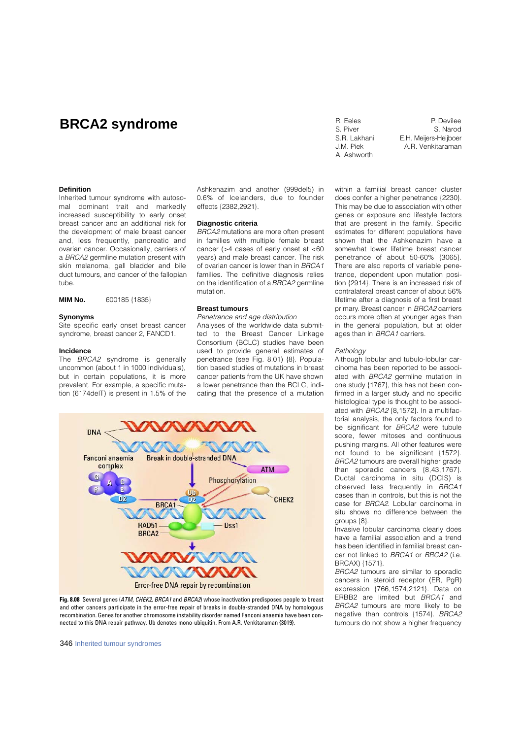# BRCA2 syndrome

R. Eeles
S. Piver
S.R. Lakhani
J.M. Piek
A. Ashworth
P. Devilee
S. Narod
E.H. Meijers-Heijboer
A.R. Venkitaraman

### Definition

Inherited tumour syndrome with autosomal dominant trait and markedly increased susceptibility to early onset breast cancer and an additional risk for the development of male breast cancer and, less frequently, pancreatic and ovarian cancer. Occasionally, carriers of a *BRCA2* germline mutation present with skin melanoma, gall bladder and bile duct tumours, and cancer of the fallopian tube.

**MIM No.** 600185 {1835}

### Synonyms

Site specific early onset breast cancer syndrome, breast cancer 2, FANCD1.

### Incidence

The *BRCA2* syndrome is generally uncommon (about 1 in 1000 individuals), but in certain populations, it is more prevalent. For example, a specific mutation (6174delT) is present in 1.5% of the Ashkenazim and another (999del5) in 0.6% of Icelanders, due to founder effects {2382,2921}.

### Diagnostic criteria

*BRCA2* mutations are more often present in families with multiple female breast cancer (>4 cases of early onset at <60 years) and male breast cancer. The risk of ovarian cancer is lower than in *BRCA1* families. The definitive diagnosis relies on the identification of a *BRCA2* germline mutation.

### Breast tumours

*Penetrance and age distribution*

Analyses of the worldwide data submitted to the Breast Cancer Linkage Consortium (BCLC) studies have been used to provide general estimates of penetrance (see Fig. 8.01) {8}. Population based studies of mutations in breast cancer patients from the UK have shown a lower penetrance than the BCLC, indicating that the presence of a mutation within a familial breast cancer cluster does confer a higher penetrance {2230}. This may be due to association with other genes or exposure and lifestyle factors that are present in the family. Specific estimates for different populations have shown that the Ashkenazim have a somewhat lower lifetime breast cancer penetrance of about 50-60% {3065}. There are also reports of variable penetrance, dependent upon mutation position {2914}. There is an increased risk of contralateral breast cancer of about 56% lifetime after a diagnosis of a first breast primary. Breast cancer in *BRCA2* carriers occurs more often at younger ages than in the general population, but at older ages than in *BRCA1* carriers.

**Fig. 8.08** Several genes (*ATM, CHEK2, BRCA1* and *BRCA2*) whose inactivation predisposes people to breast and other cancers participate in the error-free repair of breaks in double-stranded DNA by homologous recombination. Genes for another chromosome instability disorder named Fanconi anaemia have been connected to this DNA repair pathway. Ub denotes mono-ubiquitin. From A.R. Venkitaraman {3019}.

*Pathology*

Although lobular and tubulo-lobular carcinoma has been reported to be associated with *BRCA2* germline mutation in one study {1767}, this has not been confirmed in a larger study and no specific histological type is thought to be associated with *BRCA2* {8,1572}. In a multifactorial analysis, the only factors found to be significant for *BRCA2* were tubule score, fewer mitoses and continuous pushing margins. All other features were not found to be significant {1572}. *BRCA2* tumours are overall higher grade than sporadic cancers {8,43,1767}. Ductal carcinoma in situ (DCIS) is observed less frequently in *BRCA1* cases than in controls, but this is not the case for *BRCA2*. Lobular carcinoma in situ shows no difference between the groups {8}.

Invasive lobular carcinoma clearly does have a familial association and a trend has been identified in familial breast cancer not linked to *BRCA1* or *BRCA2* (i.e. BRCAX) {1571}.

*BRCA2* tumours are similar to sporadic cancers in steroid receptor (ER, PgR) expression {766,1574,2121}. Data on ERBB2 are limited but *BRCA1* and *BRCA2* tumours are more likely to be negative than controls {1574}. *BRCA2* tumours do not show a higher frequency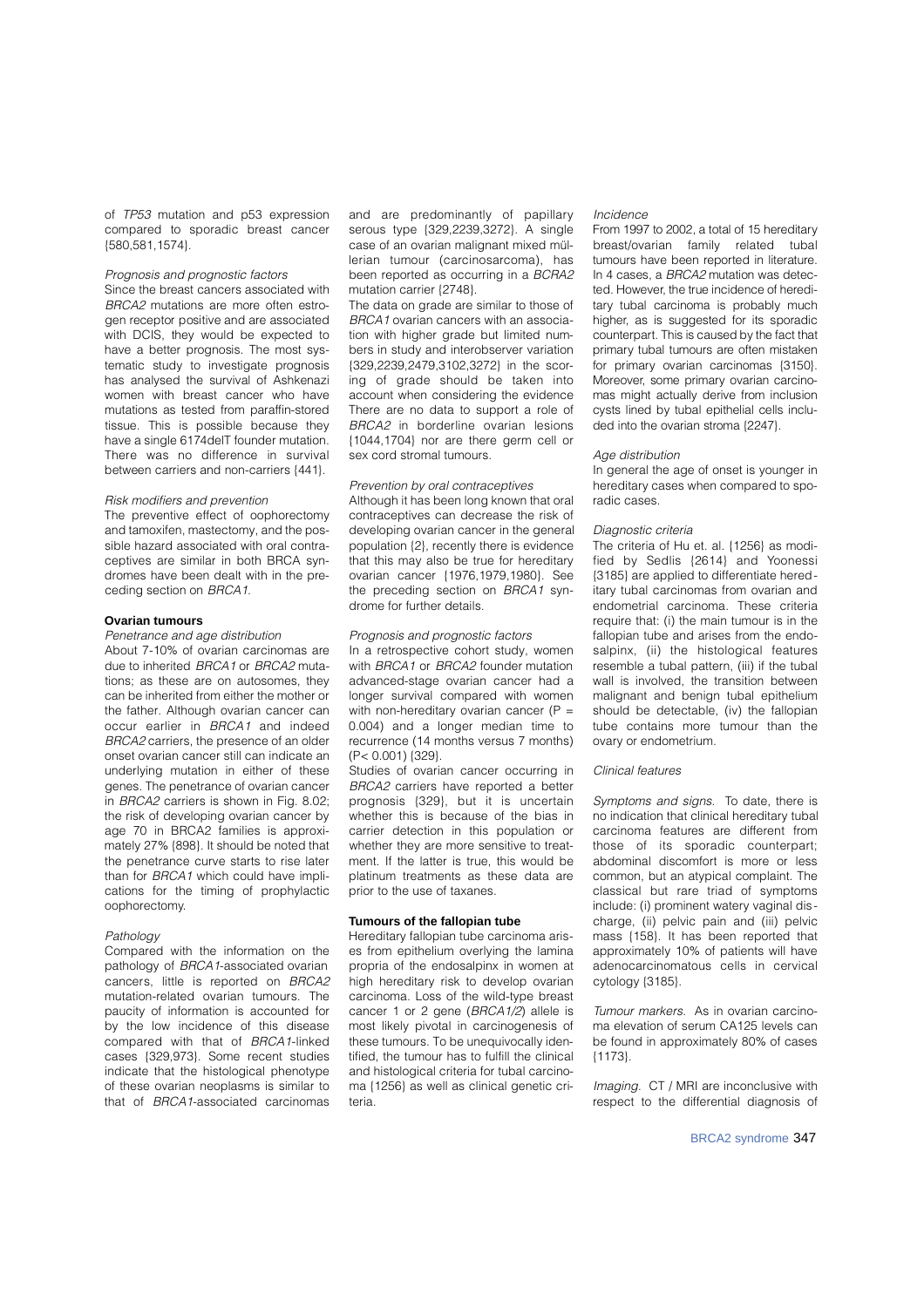of *TP53* mutation and p53 expression compared to sporadic breast cancer {580,581,1574}.

*Prognosis and prognostic factors*

Since the breast cancers associated with *BRCA2* mutations are more often estrogen receptor positive and are associated with DCIS, they would be expected to have a better prognosis. The most systematic study to investigate prognosis has analysed the survival of Ashkenazi women with breast cancer who have mutations as tested from paraffin-stored tissue. This is possible because they have a single 6174delT founder mutation. There was no difference in survival between carriers and non-carriers {441}.

*Risk modifiers and prevention*

The preventive effect of oophorectomy and tamoxifen, mastectomy, and the possible hazard associated with oral contraceptives are similar in both BRCA syndromes have been dealt with in the preceding section on *BRCA1*.

### Ovarian tumours

*Penetrance and age distribution*

About 7-10% of ovarian carcinomas are due to inherited *BRCA1* or *BRCA2* mutations; as these are on autosomes, they can be inherited from either the mother or the father. Although ovarian cancer can occur earlier in *BRCA1* and indeed *BRCA2* carriers, the presence of an older onset ovarian cancer still can indicate an underlying mutation in either of these genes. The penetrance of ovarian cancer in *BRCA2* carriers is shown in Fig. 8.02; the risk of developing ovarian cancer by age 70 in BRCA2 families is approximately 27% {898}. It should be noted that the penetrance curve starts to rise later than for *BRCA1* which could have implications for the timing of prophylactic oophorectomy.

*Pathology*

Compared with the information on the pathology of *BRCA1*-associated ovarian cancers, little is reported on *BRCA2* mutation-related ovarian tumours. The paucity of information is accounted for by the low incidence of this disease compared with that of *BRCA1*-linked cases {329,973}. Some recent studies indicate that the histological phenotype of these ovarian neoplasms is similar to that of *BRCA1*-associated carcinomas and are predominantly of papillary serous type {329,2239,3272}. A single case of an ovarian malignant mixed müllerian tumour (carcinosarcoma), has been reported as occurring in a *BCRA2* mutation carrier {2748}.

The data on grade are similar to those of *BRCA1* ovarian cancers with an association with higher grade but limited numbers in study and interobserver variation {329,2239,2479,3102,3272} in the scoring of grade should be taken into account when considering the evidence There are no data to support a role of *BRCA2* in borderline ovarian lesions {1044,1704} nor are there germ cell or sex cord stromal tumours.

*Prevention by oral contraceptives*

Although it has been long known that oral contraceptives can decrease the risk of developing ovarian cancer in the general population {2}, recently there is evidence that this may also be true for hereditary ovarian cancer {1976,1979,1980}. See the preceding section on *BRCA1* syndrome for further details.

*Prognosis and prognostic factors*

In a retrospective cohort study, women with *BRCA1* or *BRCA2* founder mutation advanced-stage ovarian cancer had a longer survival compared with women with non-hereditary ovarian cancer ($P = 0.004$) and a longer median time to recurrence (14 months versus 7 months) ($P < 0.001$) {329}.

Studies of ovarian cancer occurring in *BRCA2* carriers have reported a better prognosis {329}, but it is uncertain whether this is because of the bias in carrier detection in this population or whether they are more sensitive to treatment. If the latter is true, this would be platinum treatments as these data are prior to the use of taxanes.

### Tumours of the fallopian tube

Hereditary fallopian tube carcinoma arises from epithelium overlying the lamina propria of the endosalpinx in women at high hereditary risk to develop ovarian carcinoma. Loss of the wild-type breast cancer 1 or 2 gene (*BRCA1/2*) allele is most likely pivotal in carcinogenesis of these tumours. To be unequivocally identified, the tumour has to fulfill the clinical and histological criteria for tubal carcinoma {1256} as well as clinical genetic criteria.

*Incidence*

From 1997 to 2002, a total of 15 hereditary breast/ovarian family related tubal tumours have been reported in literature. In 4 cases, a *BRCA2* mutation was detected. However, the true incidence of hereditary tubal carcinoma is probably much higher, as is suggested for its sporadic counterpart. This is caused by the fact that primary tubal tumours are often mistaken for primary ovarian carcinomas {3150}. Moreover, some primary ovarian carcinomas might actually derive from inclusion cysts lined by tubal epithelial cells included into the ovarian stroma {2247}.

*Age distribution*

In general the age of onset is younger in hereditary cases when compared to sporadic cases.

*Diagnostic criteria*

The criteria of Hu et. al. {1256} as modified by Sedlis {2614} and Yoonessi {3185} are applied to differentiate hereditary tubal carcinomas from ovarian and endometrial carcinoma. These criteria require that: (i) the main tumour is in the fallopian tube and arises from the endosalpinx, (ii) the histological features resemble a tubal pattern, (iii) if the tubal wall is involved, the transition between malignant and benign tubal epithelium should be detectable, (iv) the fallopian tube contains more tumour than the ovary or endometrium.

*Clinical features*

*Symptoms and signs.* To date, there is no indication that clinical hereditary tubal carcinoma features are different from those of its sporadic counterpart; abdominal discomfort is more or less common, but an atypical complaint. The classical but rare triad of symptoms include: (i) prominent watery vaginal discharge, (ii) pelvic pain and (iii) pelvic mass {158}. It has been reported that approximately 10% of patients will have adenocarcinomatous cells in cervical cytology {3185}.

*Tumour markers.* As in ovarian carcinoma elevation of serum CA125 levels can be found in approximately 80% of cases {1173}.

*Imaging.* CT / MRI are inconclusive with respect to the differential diagnosis of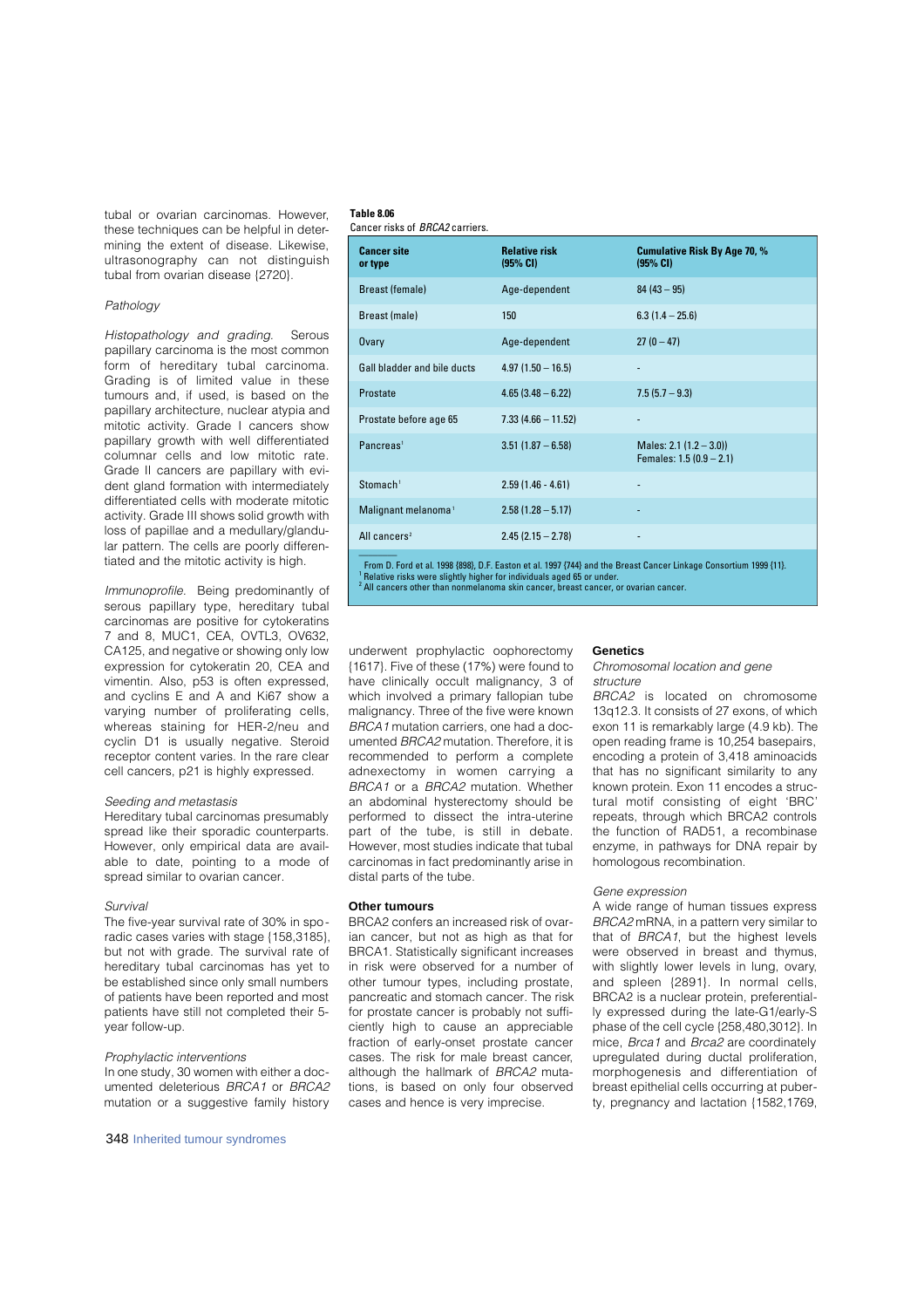tubal or ovarian carcinomas. However, these techniques can be helpful in determining the extent of disease. Likewise, ultrasonography can not distinguish tubal from ovarian disease {2720}.

### Pathology

*Histopathology and grading.* Serous papillary carcinoma is the most common form of hereditary tubal carcinoma. Grading is of limited value in these tumours and, if used, is based on the papillary architecture, nuclear atypia and mitotic activity. Grade I cancers show papillary growth with well differentiated columnar cells and low mitotic rate. Grade II cancers are papillary with evident gland formation with intermediately differentiated cells with moderate mitotic activity. Grade III shows solid growth with loss of papillae and a medullary/glandular pattern. The cells are poorly differentiated and the mitotic activity is high.

*Immunoprofile.* Being predominantly of serous papillary type, hereditary tubal carcinomas are positive for cytokeratins 7 and 8, MUC1, CEA, OVTL3, OV632, CA125, and negative or showing only low expression for cytokeratin 20, CEA and vimentin. Also, p53 is often expressed, and cyclins E and A and Ki67 show a varying number of proliferating cells, whereas staining for HER-2/neu and cyclin D1 is usually negative. Steroid receptor content varies. In the rare clear cell cancers, p21 is highly expressed.

*Seeding and metastasis*

Hereditary tubal carcinomas presumably spread like their sporadic counterparts. However, only empirical data are available to date, pointing to a mode of spread similar to ovarian cancer.

*Survival*

The five-year survival rate of 30% in sporadic cases varies with stage {158,3185}, but not with grade. The survival rate of hereditary tubal carcinomas has yet to be established since only small numbers of patients have been reported and most patients have still not completed their 5-year follow-up.

*Prophylactic interventions*

In one study, 30 women with either a documented deleterious *BRCA1* or *BRCA2* mutation or a suggestive family history underwent prophylactic oophorectomy {1617}. Five of these (17%) were found to have clinically occult malignancy, 3 of which involved a primary fallopian tube malignancy. Three of the five were known *BRCA1* mutation carriers, one had a documented *BRCA2* mutation. Therefore, it is recommended to perform a complete adnexectomy in women carrying a *BRCA1* or a *BRCA2* mutation. Whether an abdominal hysterectomy should be performed to dissect the intra-uterine part of the tube, is still in debate. However, most studies indicate that tubal carcinomas in fact predominantly arise in distal parts of the tube.

**Table 8.06**
Cancer risks of *BRCA2* carriers.

| Cancer site or type | Relative risk (95% CI) | Cumulative Risk By Age 70, % (95% CI) |
|---|---|---|
| Breast (female) | Age-dependent | 84 (43 – 95) |
| Breast (male) | 150 | 6.3 (1.4 – 25.6) |
| Ovary | Age-dependent | 27 (0 – 47) |
| Gall bladder and bile ducts | 4.97 (1.50 – 16.5) | - |
| Prostate | 4.65 (3.48 – 6.22) | 7.5 (5.7 – 9.3) |
| Prostate before age 65 | 7.33 (4.66 – 11.52) | - |
| Pancreas[1] | 3.51 (1.87 – 6.58) | Males: 2.1 (1.2 – 3.0)) Females: 1.5 (0.9 – 2.1) |
| Stomach[1] | 2.59 (1.46 - 4.61) | - |
| Malignant melanoma[1] | 2.58 (1.28 – 5.17) | - |
| All cancers[2] | 2.45 (2.15 – 2.78) | - |

From D. Ford et al. 1998 {898}, D.F. Easton et al. 1997 {744} and the Breast Cancer Linkage Consortium 1999 {11}.
[1] Relative risks were slightly higher for individuals aged 65 or under.
[2] All cancers other than nonmelanoma skin cancer, breast cancer, or ovarian cancer.

### Other tumours

BRCA2 confers an increased risk of ovarian cancer, but not as high as that for BRCA1. Statistically significant increases in risk were observed for a number of other tumour types, including prostate, pancreatic and stomach cancer. The risk for prostate cancer is probably not sufficiently high to cause an appreciable fraction of early-onset prostate cancer cases. The risk for male breast cancer, although the hallmark of *BRCA2* mutations, is based on only four observed cases and hence is very imprecise.

### Genetics

*Chromosomal location and gene structure*

*BRCA2* is located on chromosome 13q12.3. It consists of 27 exons, of which exon 11 is remarkably large (4.9 kb). The open reading frame is 10,254 basepairs, encoding a protein of 3,418 aminoacids that has no significant similarity to any known protein. Exon 11 encodes a structural motif consisting of eight 'BRC' repeats, through which BRCA2 controls the function of RAD51, a recombinase enzyme, in pathways for DNA repair by homologous recombination.

*Gene expression*

A wide range of human tissues express *BRCA2* mRNA, in a pattern very similar to that of *BRCA1*, but the highest levels were observed in breast and thymus, with slightly lower levels in lung, ovary, and spleen {2891}. In normal cells, BRCA2 is a nuclear protein, preferentially expressed during the late-G1/early-S phase of the cell cycle {258,480,3012}. In mice, *Brca1* and *Brca2* are coordinately upregulated during ductal proliferation, morphogenesis and differentiation of breast epithelial cells occurring at puberty, pregnancy and lactation {1582,1769,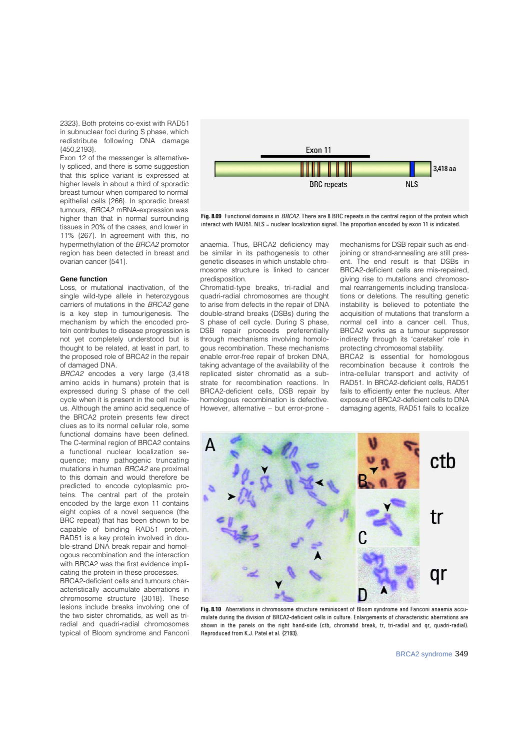2323}. Both proteins co-exist with RAD51 in subnuclear foci during S phase, which redistribute following DNA damage {450,2193}.

Exon 12 of the messenger is alternatively spliced, and there is some suggestion that this splice variant is expressed at higher levels in about a third of sporadic breast tumour when compared to normal epithelial cells {266}. In sporadic breast tumours, *BRCA2* mRNA-expression was higher than that in normal surrounding tissues in 20% of the cases, and lower in 11% {267}. In agreement with this, no hypermethylation of the *BRCA2* promotor region has been detected in breast and ovarian cancer {541}.

**Gene function**

Loss, or mutational inactivation, of the single wild-type allele in heterozygous carriers of mutations in the *BRCA2* gene is a key step in tumourigenesis. The mechanism by which the encoded protein contributes to disease progression is not yet completely understood but is thought to be related, at least in part, to the proposed role of BRCA2 in the repair of damaged DNA.

*BRCA2* encodes a very large (3,418 amino acids in humans) protein that is expressed during S phase of the cell cycle when it is present in the cell nucleus. Although the amino acid sequence of the BRCA2 protein presents few direct clues as to its normal cellular role, some functional domains have been defined. The C-terminal region of BRCA2 contains a functional nuclear localization sequence; many pathogenic truncating mutations in human *BRCA2* are proximal to this domain and would therefore be predicted to encode cytoplasmic proteins. The central part of the protein encoded by the large exon 11 contains eight copies of a novel sequence (the BRC repeat) that has been shown to be capable of binding RAD51 protein. RAD51 is a key protein involved in double-strand DNA break repair and homologous recombination and the interaction with BRCA2 was the first evidence implicating the protein in these processes.

BRCA2-deficient cells and tumours characteristically accumulate aberrations in chromosome structure {3018}. These lesions include breaks involving one of the two sister chromatids, as well as tri-radial and quadri-radial chromosomes typical of Bloom syndrome and Fanconi anaemia. Thus, BRCA2 deficiency may be similar in its pathogenesis to other genetic diseases in which unstable chromosome structure is linked to cancer predisposition.

Chromatid-type breaks, tri-radial and quadri-radial chromosomes are thought to arise from defects in the repair of DNA double-strand breaks (DSBs) during the S phase of cell cycle. During S phase, DSB repair proceeds preferentially through mechanisms involving homologous recombination. These mechanisms enable error-free repair of broken DNA, taking advantage of the availability of the replicated sister chromatid as a substrate for recombination reactions. In BRCA2-deficient cells, DSB repair by homologous recombination is defective. However, alternative – but error-prone - mechanisms for DSB repair such as end-joining or strand-annealing are still present. The end result is that DSBs in BRCA2-deficient cells are mis-repaired, giving rise to mutations and chromosomal rearrangements including translocations or deletions. The resulting genetic instability is believed to potentiate the acquisition of mutations that transform a normal cell into a cancer cell. Thus, BRCA2 works as a tumour suppressor indirectly through its 'caretaker' role in protecting chromosomal stability.

BRCA2 is essential for homologous recombination because it controls the intra-cellular transport and activity of RAD51. In BRCA2-deficient cells, RAD51 fails to efficiently enter the nucleus. After exposure of BRCA2-deficient cells to DNA damaging agents, RAD51 fails to localize

**Fig. 8.09** Functional domains in *BRCA2*. There are 8 BRC repeats in the central region of the protein which interact with RAD51. NLS = nuclear localization signal. The proportion encoded by exon 11 is indicated.

**Fig. 8.10** Aberrations in chromosome structure reminiscent of Bloom syndrome and Fanconi anaemia accumulate during the division of BRCA2-deficient cells in culture. Enlargements of characteristic aberrations are shown in the panels on the right hand-side (ctb, chromatid break, tr, tri-radial and qr, quadri-radial). Reproduced from K.J. Patel et al. {2193}.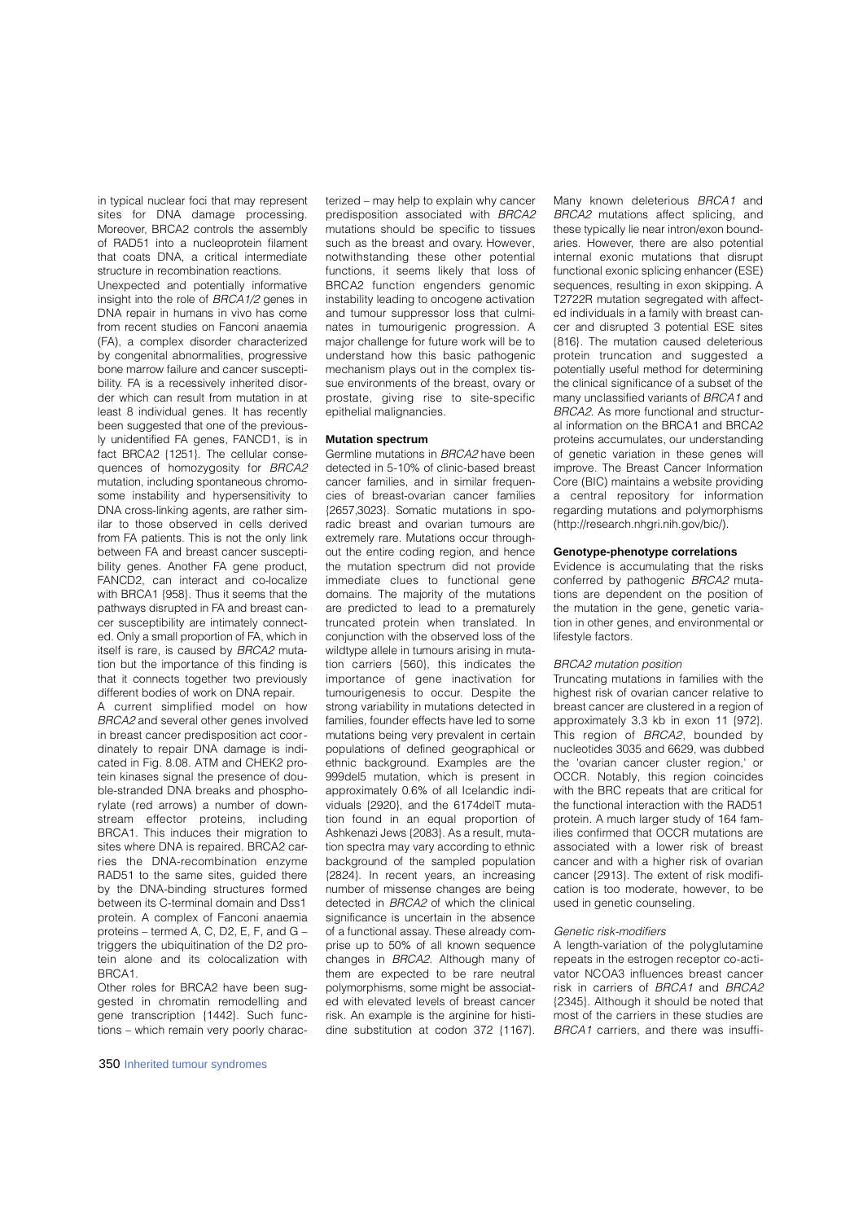in typical nuclear foci that may represent sites for DNA damage processing. Moreover, BRCA2 controls the assembly of RAD51 into a nucleoprotein filament that coats DNA, a critical intermediate structure in recombination reactions.

Unexpected and potentially informative insight into the role of *BRCA1/2* genes in DNA repair in humans in vivo has come from recent studies on Fanconi anaemia (FA), a complex disorder characterized by congenital abnormalities, progressive bone marrow failure and cancer susceptibility. FA is a recessively inherited disorder which can result from mutation in at least 8 individual genes. It has recently been suggested that one of the previously unidentified FA genes, FANCD1, is in fact BRCA2 {1251}. The cellular consequences of homozygosity for *BRCA2* mutation, including spontaneous chromosome instability and hypersensitivity to DNA cross-linking agents, are rather similar to those observed in cells derived from FA patients. This is not the only link between FA and breast cancer susceptibility genes. Another FA gene product, FANCD2, can interact and co-localize with BRCA1 {958}. Thus it seems that the pathways disrupted in FA and breast cancer susceptibility are intimately connected. Only a small proportion of FA, which in itself is rare, is caused by *BRCA2* mutation but the importance of this finding is that it connects together two previously different bodies of work on DNA repair.

A current simplified model on how *BRCA2* and several other genes involved in breast cancer predisposition act coordinately to repair DNA damage is indicated in Fig. 8.08. ATM and CHEK2 protein kinases signal the presence of double-stranded DNA breaks and phosphorylate (red arrows) a number of downstream effector proteins, including BRCA1. This induces their migration to sites where DNA is repaired. BRCA2 carries the DNA-recombination enzyme RAD51 to the same sites, guided there by the DNA-binding structures formed between its C-terminal domain and Dss1 protein. A complex of Fanconi anaemia proteins – termed A, C, D2, E, F, and G – triggers the ubiquitination of the D2 protein alone and its colocalization with BRCA1.

Other roles for BRCA2 have been suggested in chromatin remodelling and gene transcription {1442}. Such functions – which remain very poorly characterized – may help to explain why cancer predisposition associated with *BRCA2* mutations should be specific to tissues such as the breast and ovary. However, notwithstanding these other potential functions, it seems likely that loss of BRCA2 function engenders genomic instability leading to oncogene activation and tumour suppressor loss that culminates in tumourigenic progression. A major challenge for future work will be to understand how this basic pathogenic mechanism plays out in the complex tissue environments of the breast, ovary or prostate, giving rise to site-specific epithelial malignancies.

### Mutation spectrum

Germline mutations in *BRCA2* have been detected in 5-10% of clinic-based breast cancer families, and in similar frequencies of breast-ovarian cancer families {2657,3023}. Somatic mutations in sporadic breast and ovarian tumours are extremely rare. Mutations occur throughout the entire coding region, and hence the mutation spectrum did not provide immediate clues to functional gene domains. The majority of the mutations are predicted to lead to a prematurely truncated protein when translated. In conjunction with the observed loss of the wildtype allele in tumours arising in mutation carriers {560}, this indicates the importance of gene inactivation for tumourigenesis to occur. Despite the strong variability in mutations detected in families, founder effects have led to some mutations being very prevalent in certain populations of defined geographical or ethnic background. Examples are the 999del5 mutation, which is present in approximately 0.6% of all Icelandic individuals {2920}, and the 6174delT mutation found in an equal proportion of Ashkenazi Jews {2083}. As a result, mutation spectra may vary according to ethnic background of the sampled population {2824}. In recent years, an increasing number of missense changes are being detected in *BRCA2* of which the clinical significance is uncertain in the absence of a functional assay. These already comprise up to 50% of all known sequence changes in *BRCA2*. Although many of them are expected to be rare neutral polymorphisms, some might be associated with elevated levels of breast cancer risk. An example is the arginine for histidine substitution at codon 372 {1167}.

Many known deleterious *BRCA1* and *BRCA2* mutations affect splicing, and these typically lie near intron/exon boundaries. However, there are also potential internal exonic mutations that disrupt functional exonic splicing enhancer (ESE) sequences, resulting in exon skipping. A T2722R mutation segregated with affected individuals in a family with breast cancer and disrupted 3 potential ESE sites {816}. The mutation caused deleterious protein truncation and suggested a potentially useful method for determining the clinical significance of a subset of the many unclassified variants of *BRCA1* and *BRCA2*. As more functional and structural information on the BRCA1 and BRCA2 proteins accumulates, our understanding of genetic variation in these genes will improve. The Breast Cancer Information Core (BIC) maintains a website providing a central repository for information regarding mutations and polymorphisms (http://research.nhgri.nih.gov/bic/).

### Genotype-phenotype correlations

Evidence is accumulating that the risks conferred by pathogenic *BRCA2* mutations are dependent on the position of the mutation in the gene, genetic variation in other genes, and environmental or lifestyle factors.

#### *BRCA2 mutation position*

Truncating mutations in families with the highest risk of ovarian cancer relative to breast cancer are clustered in a region of approximately 3.3 kb in exon 11 {972}. This region of *BRCA2*, bounded by nucleotides 3035 and 6629, was dubbed the 'ovarian cancer cluster region,' or OCCR. Notably, this region coincides with the BRC repeats that are critical for the functional interaction with the RAD51 protein. A much larger study of 164 families confirmed that OCCR mutations are associated with a lower risk of breast cancer and with a higher risk of ovarian cancer {2913}. The extent of risk modification is too moderate, however, to be used in genetic counseling.

#### *Genetic risk-modifiers*

A length-variation of the polyglutamine repeats in the estrogen receptor co-activator NCOA3 influences breast cancer risk in carriers of *BRCA1* and *BRCA2* {2345}. Although it should be noted that most of the carriers in these studies are *BRCA1* carriers, and there was insuffi-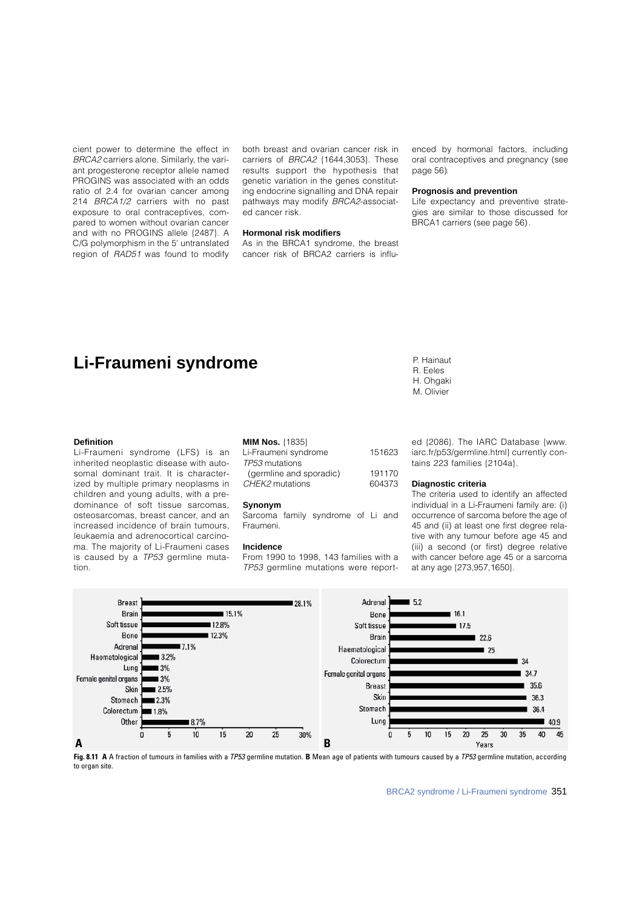cient power to determine the effect in *BRCA2* carriers alone. Similarly, the variant progesterone receptor allele named PROGINS was associated with an odds ratio of 2.4 for ovarian cancer among 214 *BRCA1/2* carriers with no past exposure to oral contraceptives, compared to women without ovarian cancer and with no PROGINS allele {2487}. A C/G polymorphism in the 5' untranslated region of *RAD51* was found to modify both breast and ovarian cancer risk in carriers of *BRCA2* {1644,3053}. These results support the hypothesis that genetic variation in the genes constituting endocrine signalling and DNA repair pathways may modify *BRCA2*-associated cancer risk.

### Hormonal risk modifiers

As in the BRCA1 syndrome, the breast cancer risk of BRCA2 carriers is influenced by hormonal factors, including oral contraceptives and pregnancy (see page 56).

### Prognosis and prevention

Life expectancy and preventive strategies are similar to those discussed for BRCA1 carriers (see page 56).

# Li-Fraumeni syndrome

P. Hainaut
R. Eeles
H. Ohgaki
M. Olivier

### Definition

Li-Fraumeni syndrome (LFS) is an inherited neoplastic disease with autosomal dominant trait. It is characterized by multiple primary neoplasms in children and young adults, with a predominance of soft tissue sarcomas, osteosarcomas, breast cancer, and an increased incidence of brain tumours, leukaemia and adrenocortical carcinoma. The majority of Li-Fraumeni cases is caused by a *TP53* germline mutation.

### MIM Nos. {1835}

| | |
|---|---|
| Li-Fraumeni syndrome | 151623 |
| *TP53* mutations (germline and sporadic) | 191170 |
| *CHEK2* mutations | 604373 |

### Synonym

Sarcoma family syndrome of Li and Fraumeni.

### Incidence

From 1990 to 1998, 143 families with a *TP53* germline mutations were reported {2086}. The IARC Database {www.iarc.fr/p53/germline.html} currently contains 223 families {2104a}.

### Diagnostic criteria

The criteria used to identify an affected individual in a Li-Fraumeni family are: (i) occurrence of sarcoma before the age of 45 and (ii) at least one first degree relative with any tumour before age 45 and (iii) a second (or first) degree relative with cancer before age 45 or a sarcoma at any age {273,957,1650}.

**Fig. 8.11** **A** A fraction of tumours in families with a *TP53* germline mutation. **B** Mean age of patients with tumours caused by a *TP53* germline mutation, according to organ site.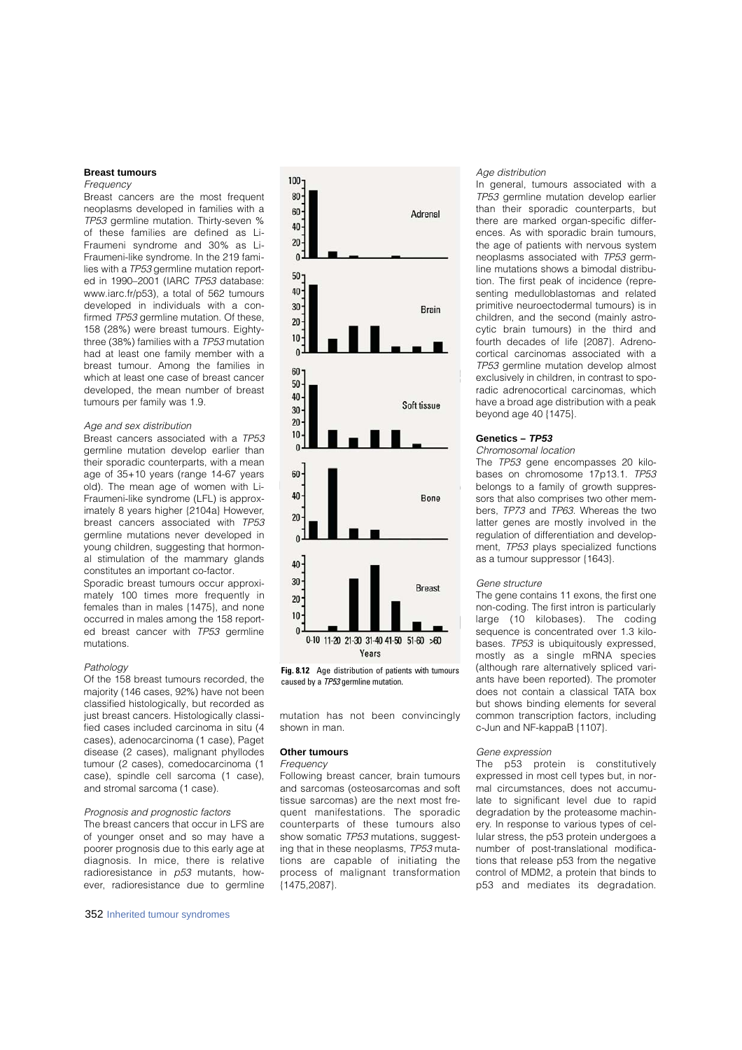### Breast tumours

*Frequency*

Breast cancers are the most frequent neoplasms developed in families with a *TP53* germline mutation. Thirty-seven % of these families are defined as Li-Fraumeni syndrome and 30% as Li-Fraumeni-like syndrome. In the 219 families with a *TP53* germline mutation reported in 1990–2001 (IARC *TP53* database: www.iarc.fr/p53), a total of 562 tumours developed in individuals with a confirmed *TP53* germline mutation. Of these, 158 (28%) were breast tumours. Eighty-three (38%) families with a *TP53* mutation had at least one family member with a breast tumour. Among the families in which at least one case of breast cancer developed, the mean number of breast tumours per family was 1.9.

*Age and sex distribution*

Breast cancers associated with a *TP53* germline mutation develop earlier than their sporadic counterparts, with a mean age of 35+10 years (range 14-67 years old). The mean age of women with Li-Fraumeni-like syndrome (LFL) is approximately 8 years higher {2104a} However, breast cancers associated with *TP53* germline mutations never developed in young children, suggesting that hormonal stimulation of the mammary glands constitutes an important co-factor.

Sporadic breast tumours occur approximately 100 times more frequently in females than in males {1475}, and none occurred in males among the 158 reported breast cancer with *TP53* germline mutations.

*Pathology*

Of the 158 breast tumours recorded, the majority (146 cases, 92%) have not been classified histologically, but recorded as just breast cancers. Histologically classified cases included carcinoma in situ (4 cases), adenocarcinoma (1 case), Paget disease (2 cases), malignant phyllodes tumour (2 cases), comedocarcinoma (1 case), spindle cell sarcoma (1 case), and stromal sarcoma (1 case).

*Prognosis and prognostic factors*

The breast cancers that occur in LFS are of younger onset and so may have a poorer prognosis due to this early age at diagnosis. In mice, there is relative radioresistance in *p53* mutants, however, radioresistance due to germline mutation has not been convincingly shown in man.

**Fig. 8.12** Age distribution of patients with tumours caused by a *TP53* germline mutation.

### Other tumours

*Frequency*

Following breast cancer, brain tumours and sarcomas (osteosarcomas and soft tissue sarcomas) are the next most frequent manifestations. The sporadic counterparts of these tumours also show somatic *TP53* mutations, suggesting that in these neoplasms, *TP53* mutations are capable of initiating the process of malignant transformation {1475,2087}.

*Age distribution*

In general, tumours associated with a *TP53* germline mutation develop earlier than their sporadic counterparts, but there are marked organ-specific differences. As with sporadic brain tumours, the age of patients with nervous system neoplasms associated with *TP53* germline mutations shows a bimodal distribution. The first peak of incidence (representing medulloblastomas and related primitive neuroectodermal tumours) is in children, and the second (mainly astrocytic brain tumours) in the third and fourth decades of life {2087}. Adrenocortical carcinomas associated with a *TP53* germline mutation develop almost exclusively in children, in contrast to sporadic adrenocortical carcinomas, which have a broad age distribution with a peak beyond age 40 {1475}.

### Genetics – *TP53*

*Chromosomal location*

The *TP53* gene encompasses 20 kilobases on chromosome 17p13.1. *TP53* belongs to a family of growth suppressors that also comprises two other members, *TP73* and *TP63*. Whereas the two latter genes are mostly involved in the regulation of differentiation and development, *TP53* plays specialized functions as a tumour suppressor {1643}.

*Gene structure*

The gene contains 11 exons, the first one non-coding. The first intron is particularly large (10 kilobases). The coding sequence is concentrated over 1.3 kilobases. *TP53* is ubiquitously expressed, mostly as a single mRNA species (although rare alternatively spliced variants have been reported). The promoter does not contain a classical TATA box but shows binding elements for several common transcription factors, including c-Jun and NF-kappaB {1107}.

*Gene expression*

The p53 protein is constitutively expressed in most cell types but, in normal circumstances, does not accumulate to significant level due to rapid degradation by the proteasome machinery. In response to various types of cellular stress, the p53 protein undergoes a number of post-translational modifications that release p53 from the negative control of MDM2, a protein that binds to p53 and mediates its degradation.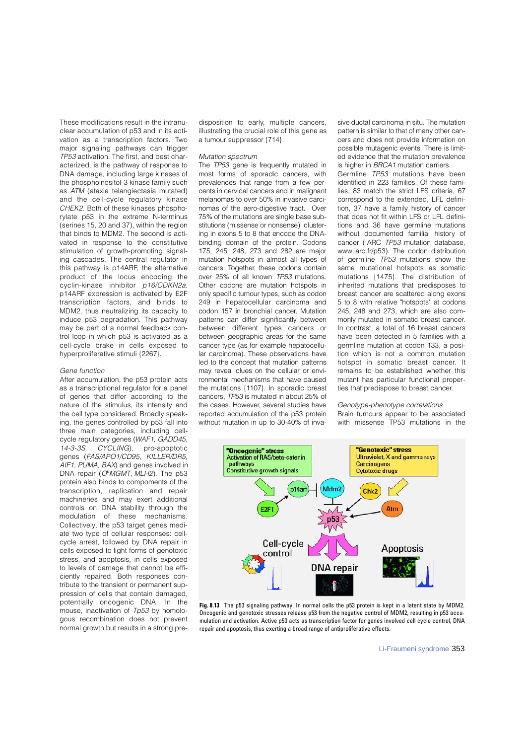These modifications result in the intranuclear accumulation of p53 and in its activation as a transcription factors. Two major signaling pathways can trigger *TP53* activation. The first, and best characterized, is the pathway of response to DNA damage, including large kinases of the phosphoinositol-3 kinase family such as *ATM* (ataxia telangiectasia mutated) and the cell-cycle regulatory kinase *CHEK2*. Both of these kinases phosphorylate p53 in the extreme N-terminus (serines 15, 20 and 37), within the region that binds to MDM2. The second is activated in response to the constitutive stimulation of growth-promoting signaling cascades. The central regulator in this pathway is p14ARF, the alternative product of the locus encoding the cyclin-kinase inhibitor *p16/CDKN2a*. p14ARF expression is activated by E2F transcription factors, and binds to MDM2, thus neutralizing its capacity to induce p53 degradation. This pathway may be part of a normal feedback control loop in which p53 is activated as a cell-cycle brake in cells exposed to hyperproliferative stimuli {2267}.

*Gene function*

After accumulation, the p53 protein acts as a transcriptional regulator for a panel of genes that differ according to the nature of the stimulus, its intensity and the cell type considered. Broadly speaking, the genes controlled by p53 fall into three main categories, including cell-cycle regulatory genes (*WAF1, GADD45, 14-3-3S, CYCLING*), pro-apoptotic genes (*FAS/APO1/CD95, KILLER/DR5, AIF1, PUMA, BAX*) and genes involved in DNA repair (*O⁶MGMT, MLH2*). The p53 protein also binds to components of the transcription, replication and repair machineries and may exert additional controls on DNA stability through the modulation of these mechanisms. Collectively, the p53 target genes mediate two type of cellular responses: cell-cycle arrest, followed by DNA repair in cells exposed to light forms of genotoxic stress, and apoptosis, in cells exposed to levels of damage that cannot be efficiently repaired. Both responses contribute to the transient or permanent suppression of cells that contain damaged, potentially oncogenic DNA. In the mouse, inactivation of *Tp53* by homologous recombination does not prevent normal growth but results in a strong predisposition to early, multiple cancers, illustrating the crucial role of this gene as a tumour suppressor {714}.

*Mutation spectrum*

The *TP53* gene is frequently mutated in most forms of sporadic cancers, with prevalences that range from a few percents in cervical cancers and in malignant melanomas to over 50% in invasive carcinomas of the aero-digestive tract. Over 75% of the mutations are single base substitutions (missense or nonsense), clustering in exons 5 to 8 that encode the DNA-binding domain of the protein. Codons 175, 245, 248, 273 and 282 are major mutation hotspots in almost all types of cancers. Together, these codons contain over 25% of all known *TP53* mutations. Other codons are mutation hotspots in only specific tumour types, such as codon 249 in hepatocellular carcinoma and codon 157 in bronchial cancer. Mutation patterns can differ significantly between between different types cancers or between geographic areas for the same cancer type (as for example hepatocellular carcinoma). These observations have led to the concept that mutation patterns may reveal clues on the cellular or environmental mechanisms that have caused the mutations {1107}. In sporadic breast cancers, *TP53* is mutated in about 25% of the cases. However, several studies have reported accumulation of the p53 protein without mutation in up to 30-40% of invasive ductal carcinoma in situ. The mutation pattern is similar to that of many other cancers and does not provide information on possible mutagenic events. There is limited evidence that the mutation prevalence is higher in *BRCA1* mutation carriers.

Germline *TP53* mutations have been identified in 223 families. Of these families, 83 match the strict LFS criteria, 67 correspond to the extended, LFL definition, 37 have a family history of cancer that does not fit within LFS or LFL definitions and 36 have germline mutations without documented familial history of cancer (IARC *TP53* mutation database, www.iarc.fr/p53). The codon distribution of germline *TP53* mutations show the same mutational hotspots as somatic mutations {1475}. The distribution of inherited mutations that predisposes to breast cancer are scattered along exons 5 to 8 with relative "hotspots" at codons 245, 248 and 273, which are also commonly mutated in somatic breast cancer. In contrast, a total of 16 breast cancers have been detected in 5 families with a germline mutation at codon 133, a position which is not a common mutation hotspot in somatic breast cancer. It remains to be established whether this mutant has particular functional properties that predispose to breast cancer.

*Genotype-phenotype correlations*

Brain tumours appear to be associated with missense TP53 mutations in the

**Fig. 8.13** The p53 signaling pathway. In normal cells the p53 protein is kept in a latent state by MDM2. Oncogenic and genotoxic stresses release p53 from the negative control of MDM2, resulting in p53 accumulation and activation. Active p53 acts as transcription factor for genes involved cell cycle control, DNA repair and apoptosis, thus exerting a broad range of antiproliferative effects.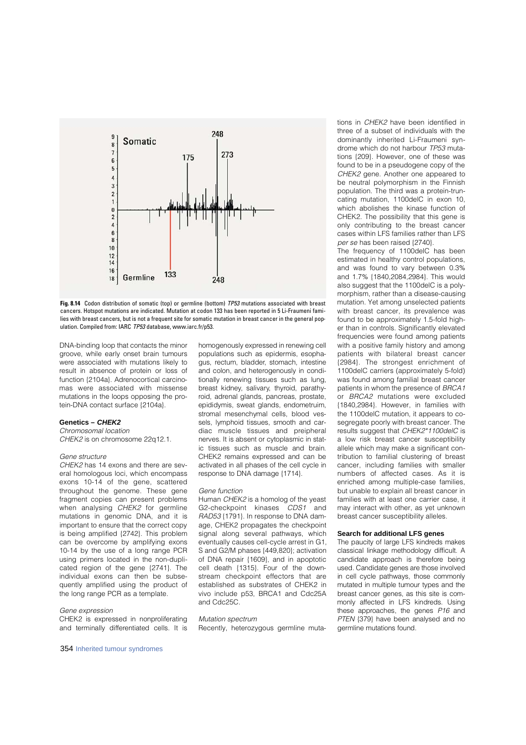**Fig. 8.14** Codon distribution of somatic (top) or germline (bottom) *TP53* mutations associated with breast cancers. Hotspot mutations are indicated. Mutation at codon 133 has been reported in 5 Li-Fraumeni families with breast cancers, but is not a frequent site for somatic mutation in breast cancer in the general population. Compiled from: IARC *TP53* database, www.iarc.fr/p53.

DNA-binding loop that contacts the minor groove, while early onset brain tumours were associated with mutations likely to result in absence of protein or loss of function {2104a}. Adrenocortical carcinomas were associated with missense mutations in the loops opposing the protein-DNA contact surface {2104a}.

### Genetics – *CHEK2*

*Chromosomal location*

*CHEK2* is on chromosome 22q12.1.

*Gene structure*

*CHEK2* has 14 exons and there are several homologous loci, which encompass exons 10-14 of the gene, scattered throughout the genome. These gene fragment copies can present problems when analysing *CHEK2* for germline mutations in genomic DNA, and it is important to ensure that the correct copy is being amplified {2742}. This problem can be overcome by amplifying exons 10-14 by the use of a long range PCR using primers located in the non-duplicated region of the gene {2741}. The individual exons can then be subsequently amplified using the product of the long range PCR as a template.

*Gene expression*

CHEK2 is expressed in nonproliferating and terminally differentiated cells. It is homogenously expressed in renewing cell populations such as epidermis, esophagus, rectum, bladder, stomach, intestine and colon, and heterogenously in conditionally renewing tissues such as lung, breast kidney, salivary, thyroid, parathyroid, adrenal glands, pancreas, prostate, epididymis, sweat glands, endometruim, stromal mesenchymal cells, blood vessels, lymphoid tissues, smooth and cardiac muscle tissues and preipheral nerves. It is absent or cytoplasmic in static tissues such as muscle and brain. CHEK2 remains expressed and can be activated in all phases of the cell cycle in response to DNA damage {1714}.

*Gene function*

Human *CHEK2* is a homolog of the yeast G2-checkpoint kinases *CDS1* and *RAD53* {1791}. In response to DNA damage, CHEK2 propagates the checkpoint signal along several pathways, which eventually causes cell-cycle arrest in G1, S and G2/M phases {449,820}; activation of DNA repair {1609}, and in apoptotic cell death {1315}. Four of the downstream checkpoint effectors that are established as substrates of CHEK2 in vivo include p53, BRCA1 and Cdc25A and Cdc25C.

*Mutation spectrum*

Recently, heterozygous germline mutations in *CHEK2* have been identified in three of a subset of individuals with the dominantly inherited Li-Fraumeni syndrome which do not harbour *TP53* mutations {209}. However, one of these was found to be in a pseudogene copy of the *CHEK2* gene. Another one appeared to be neutral polymorphism in the Finnish population. The third was a protein-truncating mutation, 1100delC in exon 10, which abolishes the kinase function of CHEK2. The possibility that this gene is only contributing to the breast cancer cases within LFS families rather than LFS *per se* has been raised {2740}.

The frequency of 1100delC has been estimated in healthy control populations, and was found to vary between 0.3% and 1.7% {1840,2084,2984}. This would also suggest that the 1100delC is a polymorphism, rather than a disease-causing mutation. Yet among unselected patients with breast cancer, its prevalence was found to be approximately 1.5-fold higher than in controls. Significantly elevated frequencies were found among patients with a positive family history and among patients with bilateral breast cancer {2984}. The strongest enrichment of 1100delC carriers (approximately 5-fold) was found among familial breast cancer patients in whom the presence of *BRCA1* or *BRCA2* mutations were excluded {1840,2984}. However, in families with the 1100delC mutation, it appears to cosegregate poorly with breast cancer. The results suggest that *CHEK2\*1100delC* is a low risk breast cancer susceptibility allele which may make a significant contribution to familial clustering of breast cancer, including families with smaller numbers of affected cases. As it is enriched among multiple-case families, but unable to explain all breast cancer in families with at least one carrier case, it may interact with other, as yet unknown breast cancer susceptibility alleles.

### Search for additional LFS genes

The paucity of large LFS kindreds makes classical linkage methodology difficult. A candidate approach is therefore being used. Candidate genes are those involved in cell cycle pathways, those commonly mutated in multiple tumour types and the breast cancer genes, as this site is commonly affected in LFS kindreds. Using these approaches, the genes *P16* and *PTEN* {379} have been analysed and no germline mutations found.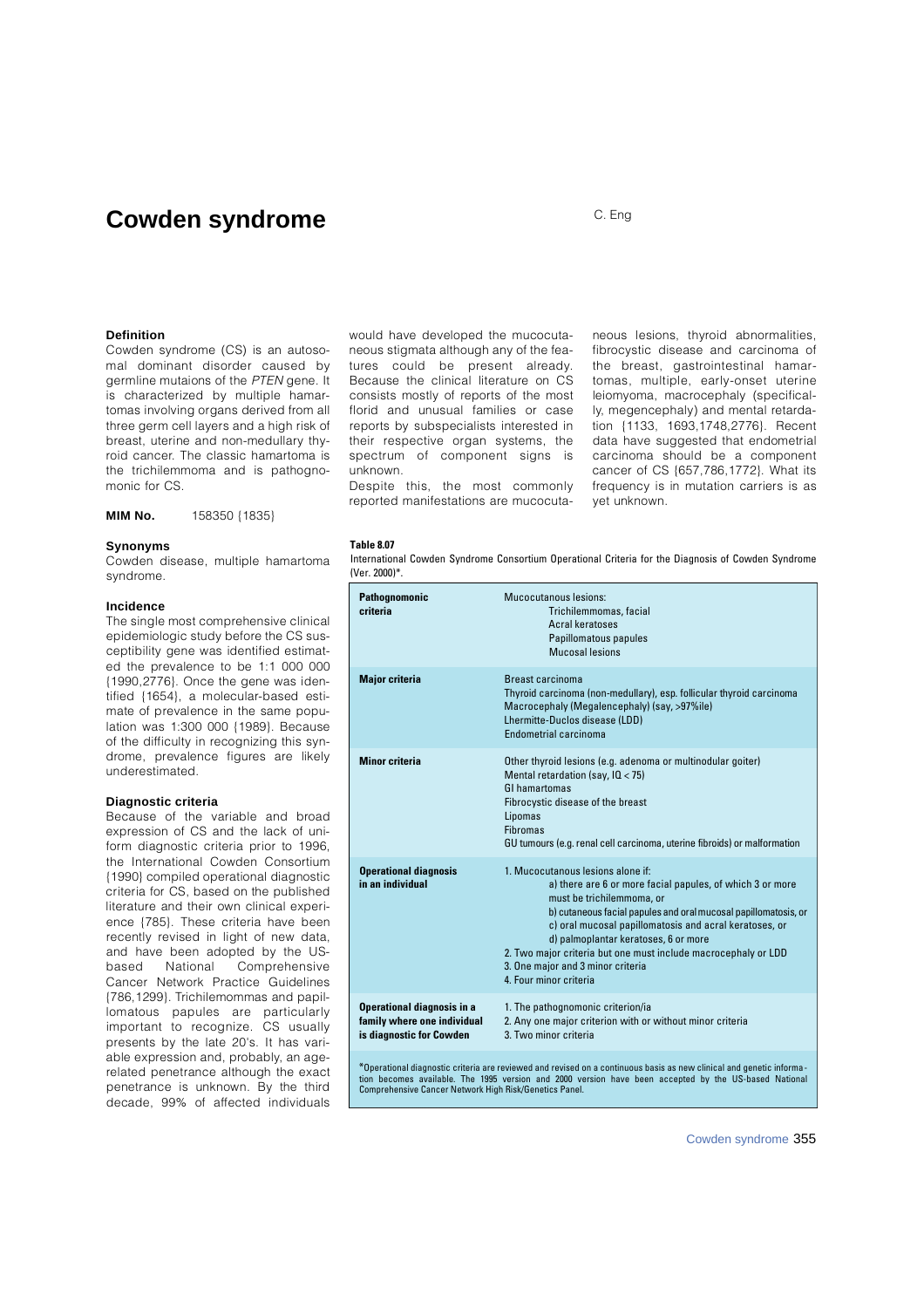# Cowden syndrome

C. Eng

### Definition

Cowden syndrome (CS) is an autosomal dominant disorder caused by germline mutaions of the *PTEN* gene. It is characterized by multiple hamartomas involving organs derived from all three germ cell layers and a high risk of breast, uterine and non-medullary thyroid cancer. The classic hamartoma is the trichilemmoma and is pathognomonic for CS.

**MIM No.** 158350 {1835}

### Synonyms

Cowden disease, multiple hamartoma syndrome.

### Incidence

The single most comprehensive clinical epidemiologic study before the CS susceptibility gene was identified estimated the prevalence to be 1:1 000 000 {1990,2776}. Once the gene was identified {1654}, a molecular-based estimate of prevalence in the same population was 1:300 000 {1989}. Because of the difficulty in recognizing this syndrome, prevalence figures are likely underestimated.

### Diagnostic criteria

Because of the variable and broad expression of CS and the lack of uniform diagnostic criteria prior to 1996, the International Cowden Consortium {1990} compiled operational diagnostic criteria for CS, based on the published literature and their own clinical experience {785}. These criteria have been recently revised in light of new data, and have been adopted by the US-based National Comprehensive Cancer Network Practice Guidelines {786,1299}. Trichilemommas and papillomatous papules are particularly important to recognize. CS usually presents by the late 20's. It has variable expression and, probably, an age-related penetrance although the exact penetrance is unknown. By the third decade, 99% of affected individuals would have developed the mucocutaneous stigmata although any of the features could be present already. Because the clinical literature on CS consists mostly of reports of the most florid and unusual families or case reports by subspecialists interested in their respective organ systems, the spectrum of component signs is unknown.

Despite this, the most commonly reported manifestations are mucocutaneous lesions, thyroid abnormalities, fibrocystic disease and carcinoma of the breast, gastrointestinal hamartomas, multiple, early-onset uterine leiomyoma, macrocephaly (specifically, megencephaly) and mental retardation {1133, 1693,1748,2776}. Recent data have suggested that endometrial carcinoma should be a component cancer of CS {657,786,1772}. What its frequency is in mutation carriers is as yet unknown.

**Table 8.07**
International Cowden Syndrome Consortium Operational Criteria for the Diagnosis of Cowden Syndrome (Ver. 2000)*.

| | |
|---|---|
| **Pathognomonic criteria** | Mucocutanous lesions:<br>Trichilemmomas, facial<br>Acral keratoses<br>Papillomatous papules<br>Mucosal lesions |
| **Major criteria** | Breast carcinoma<br>Thyroid carcinoma (non-medullary), esp. follicular thyroid carcinoma<br>Macrocephaly (Megalencephaly) (say, >97%ile)<br>Lhermitte-Duclos disease (LDD)<br>Endometrial carcinoma |
| **Minor criteria** | Other thyroid lesions (e.g. adenoma or multinodular goiter)<br>Mental retardation (say, IQ < 75)<br>GI hamartomas<br>Fibrocystic disease of the breast<br>Lipomas<br>Fibromas<br>GU tumours (e.g. renal cell carcinoma, uterine fibroids) or malformation |
| **Operational diagnosis in an individual** | 1. Mucocutaneous lesions alone if:<br>a) there are 6 or more facial papules, of which 3 or more must be trichilemmoma, or<br>b) cutaneous facial papules and oral mucosal papillomatosis, or<br>c) oral mucosal papillomatosis and acral keratoses, or<br>d) palmoplantar keratoses, 6 or more<br>2. Two major criteria but one must include macrocephaly or LDD<br>3. One major and 3 minor criteria<br>4. Four minor criteria |
| **Operational diagnosis in a family where one individual is diagnostic for Cowden** | 1. The pathognomonic criterion/ia<br>2. Any one major criterion with or without minor criteria<br>3. Two minor criteria |

*Operational diagnostic criteria are reviewed and revised on a continuous basis as new clinical and genetic information becomes available. The 1995 version and 2000 version have been accepted by the US-based National Comprehensive Cancer Network High Risk/Genetics Panel.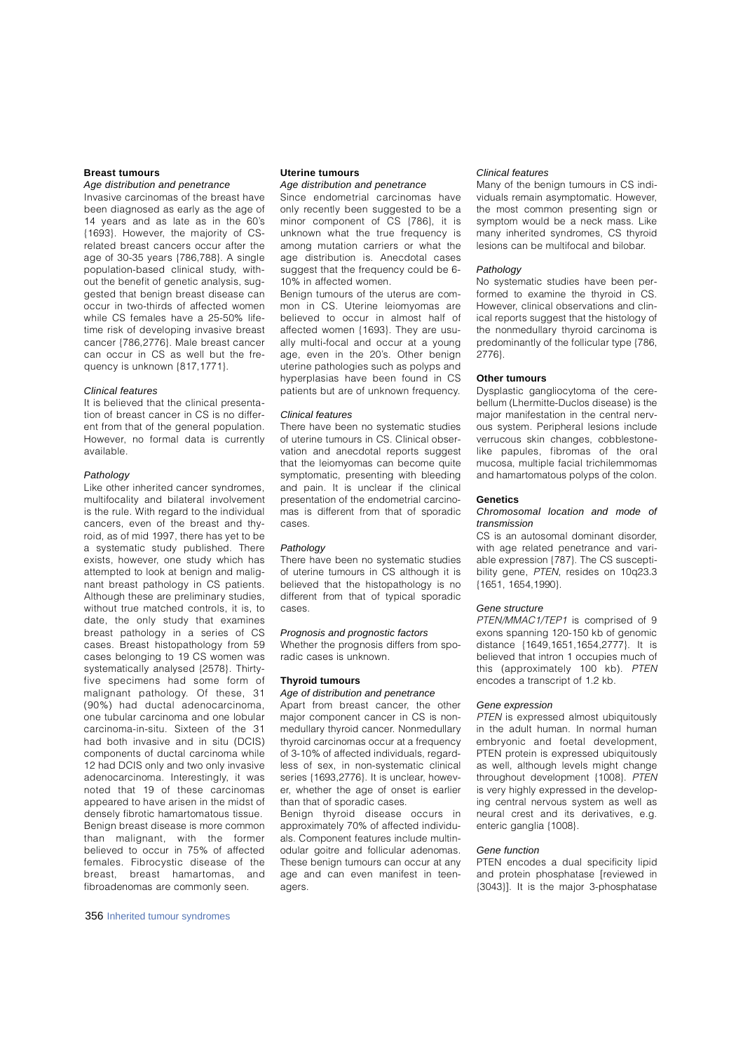### Breast tumours

#### *Age distribution and penetrance*

Invasive carcinomas of the breast have been diagnosed as early as the age of 14 years and as late as in the 60's {1693}. However, the majority of CS-related breast cancers occur after the age of 30-35 years {786,788}. A single population-based clinical study, without the benefit of genetic analysis, suggested that benign breast disease can occur in two-thirds of affected women while CS females have a 25-50% lifetime risk of developing invasive breast cancer {786,2776}. Male breast cancer can occur in CS as well but the frequency is unknown {817,1771}.

#### *Clinical features*

It is believed that the clinical presentation of breast cancer in CS is no different from that of the general population. However, no formal data is currently available.

#### *Pathology*

Like other inherited cancer syndromes, multifocality and bilateral involvement is the rule. With regard to the individual cancers, even of the breast and thyroid, as of mid 1997, there has yet to be a systematic study published. There exists, however, one study which has attempted to look at benign and malignant breast pathology in CS patients. Although these are preliminary studies, without true matched controls, it is, to date, the only study that examines breast pathology in a series of CS cases. Breast histopathology from 59 cases belonging to 19 CS women was systematically analysed {2578}. Thirty-five specimens had some form of malignant pathology. Of these, 31 (90%) had ductal adenocarcinoma, one tubular carcinoma and one lobular carcinoma-in-situ. Sixteen of the 31 had both invasive and in situ (DCIS) components of ductal carcinoma while 12 had DCIS only and two only invasive adenocarcinoma. Interestingly, it was noted that 19 of these carcinomas appeared to have arisen in the midst of densely fibrotic hamartomatous tissue.

Benign breast disease is more common than malignant, with the former believed to occur in 75% of affected females. Fibrocystic disease of the breast, breast hamartomas, and fibroadenomas are commonly seen.

### Uterine tumours

#### *Age distribution and penetrance*

Since endometrial carcinomas have only recently been suggested to be a minor component of CS {786}, it is unknown what the true frequency is among mutation carriers or what the age distribution is. Anecdotal cases suggest that the frequency could be 6-10% in affected women.

Benign tumours of the uterus are common in CS. Uterine leiomyomas are believed to occur in almost half of affected women {1693}. They are usually multi-focal and occur at a young age, even in the 20's. Other benign uterine pathologies such as polyps and hyperplasias have been found in CS patients but are of unknown frequency.

#### *Clinical features*

There have been no systematic studies of uterine tumours in CS. Clinical observation and anecdotal reports suggest that the leiomyomas can become quite symptomatic, presenting with bleeding and pain. It is unclear if the clinical presentation of the endometrial carcinomas is different from that of sporadic cases.

#### *Pathology*

There have been no systematic studies of uterine tumours in CS although it is believed that the histopathology is no different from that of typical sporadic cases.

#### *Prognosis and prognostic factors*

Whether the prognosis differs from sporadic cases is unknown.

### Thyroid tumours

#### *Age of distribution and penetrance*

Apart from breast cancer, the other major component cancer in CS is nonmedullary thyroid cancer. Nonmedullary thyroid carcinomas occur at a frequency of 3-10% of affected individuals, regardless of sex, in non-systematic clinical series {1693,2776}. It is unclear, however, whether the age of onset is earlier than that of sporadic cases.

Benign thyroid disease occurs in approximately 70% of affected individuals. Component features include multinodular goitre and follicular adenomas. These benign tumours can occur at any age and can even manifest in teenagers.

#### *Clinical features*

Many of the benign tumours in CS individuals remain asymptomatic. However, the most common presenting sign or symptom would be a neck mass. Like many inherited syndromes, CS thyroid lesions can be multifocal and bilobar.

#### *Pathology*

No systematic studies have been performed to examine the thyroid in CS. However, clinical observations and clinical reports suggest that the histology of the nonmedullary thyroid carcinoma is predominantly of the follicular type {786, 2776}.

### Other tumours

Dysplastic gangliocytoma of the cerebellum (Lhermitte-Duclos disease) is the major manifestation in the central nervous system. Peripheral lesions include verrucous skin changes, cobblestone-like papules, fibromas of the oral mucosa, multiple facial trichilemmomas and hamartomatous polyps of the colon.

### Genetics

#### *Chromosomal location and mode of transmission*

CS is an autosomal dominant disorder, with age related penetrance and variable expression {787}. The CS susceptibility gene, *PTEN*, resides on 10q23.3 {1651, 1654,1990}.

#### *Gene structure*

*PTEN/MMAC1/TEP1* is comprised of 9 exons spanning 120-150 kb of genomic distance {1649,1651,1654,2777}. It is believed that intron 1 occupies much of this (approximately 100 kb). *PTEN* encodes a transcript of 1.2 kb.

#### *Gene expression*

*PTEN* is expressed almost ubiquitously in the adult human. In normal human embryonic and foetal development, PTEN protein is expressed ubiquitously as well, although levels might change throughout development {1008}. *PTEN* is very highly expressed in the developing central nervous system as well as neural crest and its derivatives, e.g. enteric ganglia {1008}.

#### *Gene function*

PTEN encodes a dual specificity lipid and protein phosphatase [reviewed in {3043}]. It is the major 3-phosphatase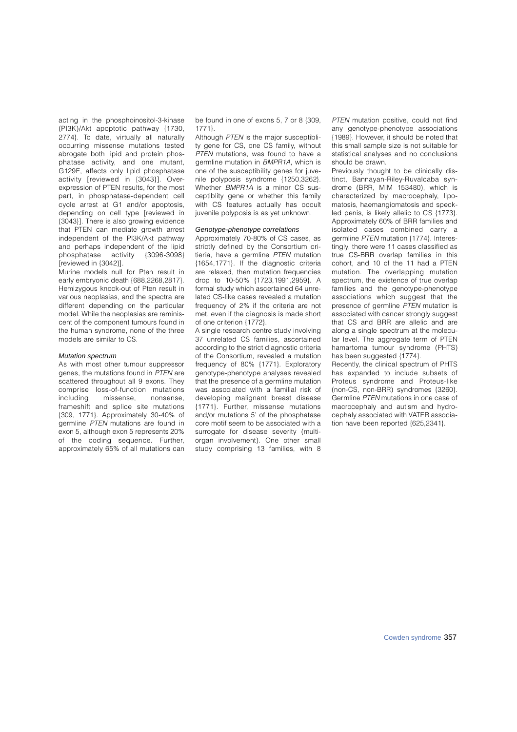acting in the phosphoinositol-3-kinase (PI3K)/Akt apoptotic pathway {1730, 2774}. To date, virtually all naturally occurring missense mutations tested abrogate both lipid and protein phosphatase activity, and one mutant, G129E, affects only lipid phosphatase activity [reviewed in {3043}]. Overexpression of PTEN results, for the most part, in phosphatase-dependent cell cycle arrest at G1 and/or apoptosis, depending on cell type [reviewed in {3043}]. There is also growing evidence that PTEN can mediate growth arrest independent of the PI3K/Akt pathway and perhaps independent of the lipid phosphatase activity {3096-3098} [reviewed in {3042}].

Murine models null for Pten result in early embryonic death {688,2268,2817}. Hemizygous knock-out of Pten result in various neoplasias, and the spectra are different depending on the particular model. While the neoplasias are reminiscent of the component tumours found in the human syndrome, none of the three models are similar to CS.

### *Mutation spectrum*

As with most other tumour suppressor genes, the mutations found in *PTEN* are scattered throughout all 9 exons. They comprise loss-of-function mutations including missense, nonsense, frameshift and splice site mutations {309, 1771}. Approximately 30-40% of germline *PTEN* mutations are found in exon 5, although exon 5 represents 20% of the coding sequence. Further, approximately 65% of all mutations can be found in one of exons 5, 7 or 8 {309, 1771}.

Although *PTEN* is the major susceptiblity gene for CS, one CS family, without *PTEN* mutations, was found to have a germline mutation in *BMPR1A*, which is one of the susceptibility genes for juvenile polyposis syndrome {1250,3262}. Whether *BMPR1A* is a minor CS susceptiblity gene or whether this family with CS features actually has occult juvenile polyposis is as yet unknown.

### *Genotype-phenotype correlations*

Approximately 70-80% of CS cases, as strictly defined by the Consortium criteria, have a germline *PTEN* mutation {1654,1771}. If the diagnostic criteria are relaxed, then mutation frequencies drop to 10-50% {1723,1991,2959}. A formal study which ascertained 64 unrelated CS-like cases revealed a mutation frequency of 2% if the criteria are not met, even if the diagnosis is made short of one criterion {1772}.

A single research centre study involving 37 unrelated CS families, ascertained according to the strict diagnostic criteria of the Consortium, revealed a mutation frequency of 80% {1771}. Exploratory genotype-phenotype analyses revealed that the presence of a germline mutation was associated with a familial risk of developing malignant breast disease {1771}. Further, missense mutations and/or mutations 5' of the phosphatase core motif seem to be associated with a surrogate for disease severity (multi-organ involvement). One other small study comprising 13 families, with 8 *PTEN* mutation positive, could not find any genotype-phenotype associations {1989}. However, it should be noted that this small sample size is not suitable for statistical analyses and no conclusions should be drawn.

Previously thought to be clinically distinct, Bannayan-Riley-Ruvalcaba syndrome (BRR, MIM 153480), which is characterized by macrocephaly, lipomatosis, haemangiomatosis and speckled penis, is likely allelic to CS {1773}. Approximately 60% of BRR families and isolated cases combined carry a germline *PTEN* mutation {1774}. Interestingly, there were 11 cases classified as true CS-BRR overlap families in this cohort, and 10 of the 11 had a PTEN mutation. The overlapping mutation spectrum, the existence of true overlap families and the genotype-phenotype associations which suggest that the presence of germline *PTEN* mutation is associated with cancer strongly suggest that CS and BRR are allelic and are along a single spectrum at the molecular level. The aggregate term of PTEN hamartoma tumour syndrome (PHTS) has been suggested {1774}.

Recently, the clinical spectrum of PHTS has expanded to include subsets of Proteus syndrome and Proteus-like (non-CS, non-BRR) syndromes {3260}. Germline *PTEN* mutations in one case of macrocephaly and autism and hydrocephaly associated with VATER association have been reported {625,2341}.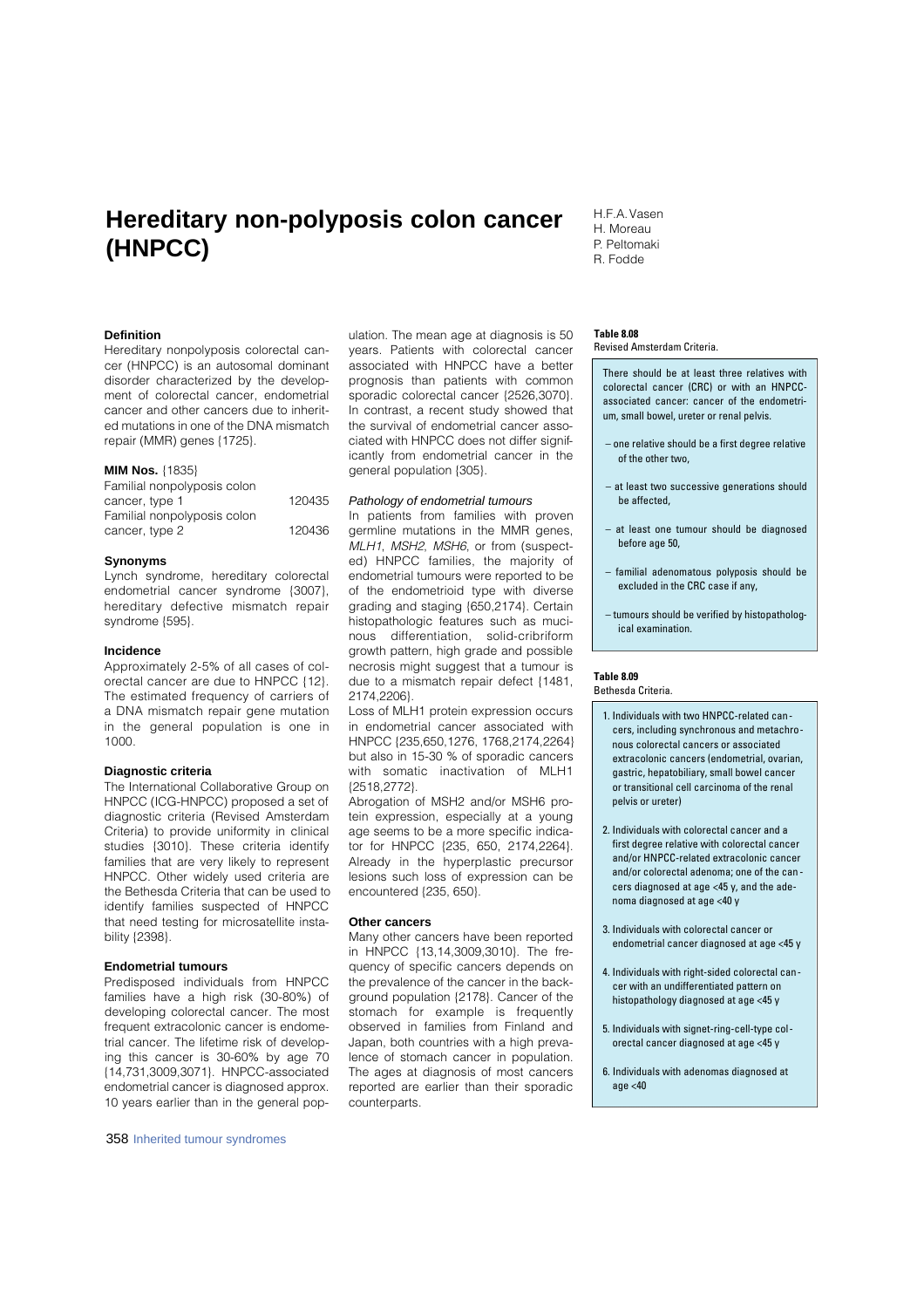# Hereditary non-polyposis colon cancer (HNPCC)

H.F.A. Vasen
H. Moreau
P. Peltomaki
R. Fodde

### Definition

Hereditary nonpolyposis colorectal cancer (HNPCC) is an autosomal dominant disorder characterized by the development of colorectal cancer, endometrial cancer and other cancers due to inherited mutations in one of the DNA mismatch repair (MMR) genes {1725}.

### MIM Nos. {1835}

| | |
|---|---|
| Familial nonpolyposis colon cancer, type 1 | 120435 |
| Familial nonpolyposis colon cancer, type 2 | 120436 |

### Synonyms

Lynch syndrome, hereditary colorectal endometrial cancer syndrome {3007}, hereditary defective mismatch repair syndrome {595}.

### Incidence

Approximately 2-5% of all cases of colorectal cancer are due to HNPCC {12}. The estimated frequency of carriers of a DNA mismatch repair gene mutation in the general population is one in 1000.

### Diagnostic criteria

The International Collaborative Group on HNPCC (ICG-HNPCC) proposed a set of diagnostic criteria (Revised Amsterdam Criteria) to provide uniformity in clinical studies {3010}. These criteria identify families that are very likely to represent HNPCC. Other widely used criteria are the Bethesda Criteria that can be used to identify families suspected of HNPCC that need testing for microsatellite instability {2398}.

### Endometrial tumours

Predisposed individuals from HNPCC families have a high risk (30-80%) of developing colorectal cancer. The most frequent extracolonic cancer is endometrial cancer. The lifetime risk of developing this cancer is 30-60% by age 70 {14,731,3009,3071}. HNPCC-associated endometrial cancer is diagnosed approx. 10 years earlier than in the general population. The mean age at diagnosis is 50 years. Patients with colorectal cancer associated with HNPCC have a better prognosis than patients with common sporadic colorectal cancer {2526,3070}. In contrast, a recent study showed that the survival of endometrial cancer associated with HNPCC does not differ significantly from endometrial cancer in the general population {305}.

#### *Pathology of endometrial tumours*

In patients from families with proven germline mutations in the MMR genes, *MLH1*, *MSH2*, *MSH6*, or from (suspected) HNPCC families, the majority of endometrial tumours were reported to be of the endometrioid type with diverse grading and staging {650,2174}. Certain histopathologic features such as mucinous differentiation, solid-cribriform growth pattern, high grade and possible necrosis might suggest that a tumour is due to a mismatch repair defect {1481, 2174,2206}.

Loss of MLH1 protein expression occurs in endometrial cancer associated with HNPCC {235,650,1276, 1768,2174,2264} but also in 15-30 % of sporadic cancers with somatic inactivation of MLH1 {2518,2772}.

Abrogation of MSH2 and/or MSH6 protein expression, especially at a young age seems to be a more specific indicator for HNPCC {235, 650, 2174,2264}. Already in the hyperplastic precursor lesions such loss of expression can be encountered {235, 650}.

### Other cancers

Many other cancers have been reported in HNPCC {13,14,3009,3010}. The frequency of specific cancers depends on the prevalence of the cancer in the background population {2178}. Cancer of the stomach for example is frequently observed in families from Finland and Japan, both countries with a high prevalence of stomach cancer in population. The ages at diagnosis of most cancers reported are earlier than their sporadic counterparts.

**Table 8.08**
Revised Amsterdam Criteria.

There should be at least three relatives with colorectal cancer (CRC) or with an HNPCC-associated cancer: cancer of the endometrium, small bowel, ureter or renal pelvis.

- one relative should be a first degree relative of the other two,
- at least two successive generations should be affected,
- at least one tumour should be diagnosed before age 50,
- familial adenomatous polyposis should be excluded in the CRC case if any,
- tumours should be verified by histopathological examination.

**Table 8.09**
Bethesda Criteria.

1. Individuals with two HNPCC-related cancers, including synchronous and metachronous colorectal cancers or associated extracolonic cancers (endometrial, ovarian, gastric, hepatobiliary, small bowel cancer or transitional cell carcinoma of the renal pelvis or ureter)
2. Individuals with colorectal cancer and a first degree relative with colorectal cancer and/or HNPCC-related extracolonic cancer and/or colorectal adenoma; one of the cancers diagnosed at age <45 y, and the adenoma diagnosed at age <40 y
3. Individuals with colorectal cancer or endometrial cancer diagnosed at age <45 y
4. Individuals with right-sided colorectal cancer with an undifferentiated pattern on histopathology diagnosed at age <45 y
5. Individuals with signet-ring-cell-type colorectal cancer diagnosed at age <45 y
6. Individuals with adenomas diagnosed at age <40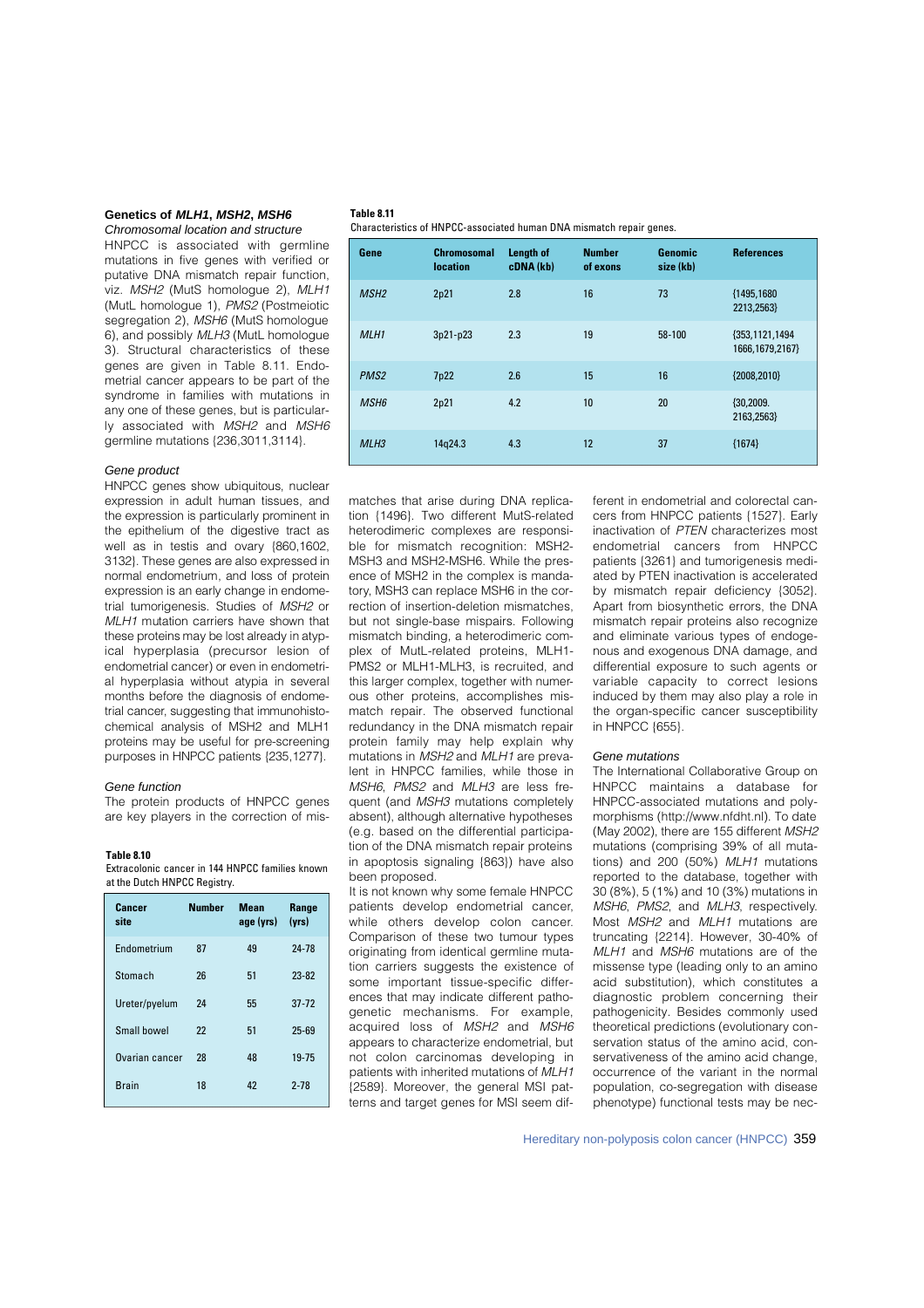## Genetics of *MLH1*, *MSH2*, *MSH6*

### *Chromosomal location and structure*

HNPCC is associated with germline mutations in five genes with verified or putative DNA mismatch repair function, viz. *MSH2* (MutS homologue 2), *MLH1* (MutL homologue 1), *PMS2* (Postmeiotic segregation 2), *MSH6* (MutS homologue 6), and possibly *MLH3* (MutL homologue 3). Structural characteristics of these genes are given in Table 8.11. Endometrial cancer appears to be part of the syndrome in families with mutations in any one of these genes, but is particularly associated with *MSH2* and *MSH6* germline mutations {236,3011,3114}.

### *Gene product*

HNPCC genes show ubiquitous, nuclear expression in adult human tissues, and the expression is particularly prominent in the epithelium of the digestive tract as well as in testis and ovary {860,1602, 3132}. These genes are also expressed in normal endometrium, and loss of protein expression is an early change in endometrial tumorigenesis. Studies of *MSH2* or *MLH1* mutation carriers have shown that these proteins may be lost already in atypical hyperplasia (precursor lesion of endometrial cancer) or even in endometrial hyperplasia without atypia in several months before the diagnosis of endometrial cancer, suggesting that immunohistochemical analysis of MSH2 and MLH1 proteins may be useful for pre-screening purposes in HNPCC patients {235,1277}.

### *Gene function*

The protein products of HNPCC genes are key players in the correction of mismatches that arise during DNA replication {1496}. Two different MutS-related heterodimeric complexes are responsible for mismatch recognition: MSH2-MSH3 and MSH2-MSH6. While the presence of MSH2 in the complex is mandatory, MSH3 can replace MSH6 in the correction of insertion-deletion mismatches, but not single-base mispairs. Following mismatch binding, a heterodimeric complex of MutL-related proteins, MLH1-PMS2 or MLH1-MLH3, is recruited, and this larger complex, together with numerous other proteins, accomplishes mismatch repair. The observed functional redundancy in the DNA mismatch repair protein family may help explain why mutations in *MSH2* and *MLH1* are prevalent in HNPCC families, while those in *MSH6*, *PMS2* and *MLH3* are less frequent (and *MSH3* mutations completely absent), although alternative hypotheses (e.g. based on the differential participation of the DNA mismatch repair proteins in apoptosis signaling {863}) have also been proposed.

It is not known why some female HNPCC patients develop endometrial cancer, while others develop colon cancer. Comparison of these two tumour types originating from identical germline mutation carriers suggests the existence of some important tissue-specific differences that may indicate different pathogenetic mechanisms. For example, acquired loss of *MSH2* and *MSH6* appears to characterize endometrial, but not colon carcinomas developing in patients with inherited mutations of *MLH1* {2589}. Moreover, the general MSI patterns and target genes for MSI seem different in endometrial and colorectal cancers from HNPCC patients {1527}. Early inactivation of *PTEN* characterizes most endometrial cancers from HNPCC patients {3261} and tumorigenesis mediated by PTEN inactivation is accelerated by mismatch repair deficiency {3052}. Apart from biosynthetic errors, the DNA mismatch repair proteins also recognize and eliminate various types of endogenous and exogenous DNA damage, and differential exposure to such agents or variable capacity to correct lesions induced by them may also play a role in the organ-specific cancer susceptibility in HNPCC {655}.

### *Gene mutations*

The International Collaborative Group on HNPCC maintains a database for HNPCC-associated mutations and polymorphisms (http://www.nfdht.nl). To date (May 2002), there are 155 different *MSH2* mutations (comprising 39% of all mutations) and 200 (50%) *MLH1* mutations reported to the database, together with 30 (8%), 5 (1%) and 10 (3%) mutations in *MSH6*, *PMS2*, and *MLH3*, respectively. Most *MSH2* and *MLH1* mutations are truncating {2214}. However, 30-40% of *MLH1* and *MSH6* mutations are of the missense type (leading only to an amino acid substitution), which constitutes a diagnostic problem concerning their pathogenicity. Besides commonly used theoretical predictions (evolutionary conservation status of the amino acid, conservativeness of the amino acid change, occurrence of the variant in the normal population, co-segregation with disease phenotype) functional tests may be nec-

**Table 8.10**
Extracolonic cancer in 144 HNPCC families known at the Dutch HNPCC Registry.

| Cancer site | Number | Mean age (yrs) | Range (yrs) |
|---|---|---|---|
| Endometrium | 87 | 49 | 24-78 |
| Stomach | 26 | 51 | 23-82 |
| Ureter/pyelum | 24 | 55 | 37-72 |
| Small bowel | 22 | 51 | 25-69 |
| Ovarian cancer | 28 | 48 | 19-75 |
| Brain | 18 | 42 | 2-78 |

**Table 8.11**
Characteristics of HNPCC-associated human DNA mismatch repair genes.

| Gene | Chromosomal location | Length of cDNA (kb) | Number of exons | Genomic size (kb) | References |
|---|---|---|---|---|---|
| *MSH2* | 2p21 | 2.8 | 16 | 73 | {1495,1680 2213,2563} |
| *MLH1* | 3p21-p23 | 2.3 | 19 | 58-100 | {353,1121,1494 1666,1679,2167} |
| *PMS2* | 7p22 | 2.6 | 15 | 16 | {2008,2010} |
| *MSH6* | 2p21 | 4.2 | 10 | 20 | {30,2009. 2163,2563} |
| *MLH3* | 14q24.3 | 4.3 | 12 | 37 | {1674} |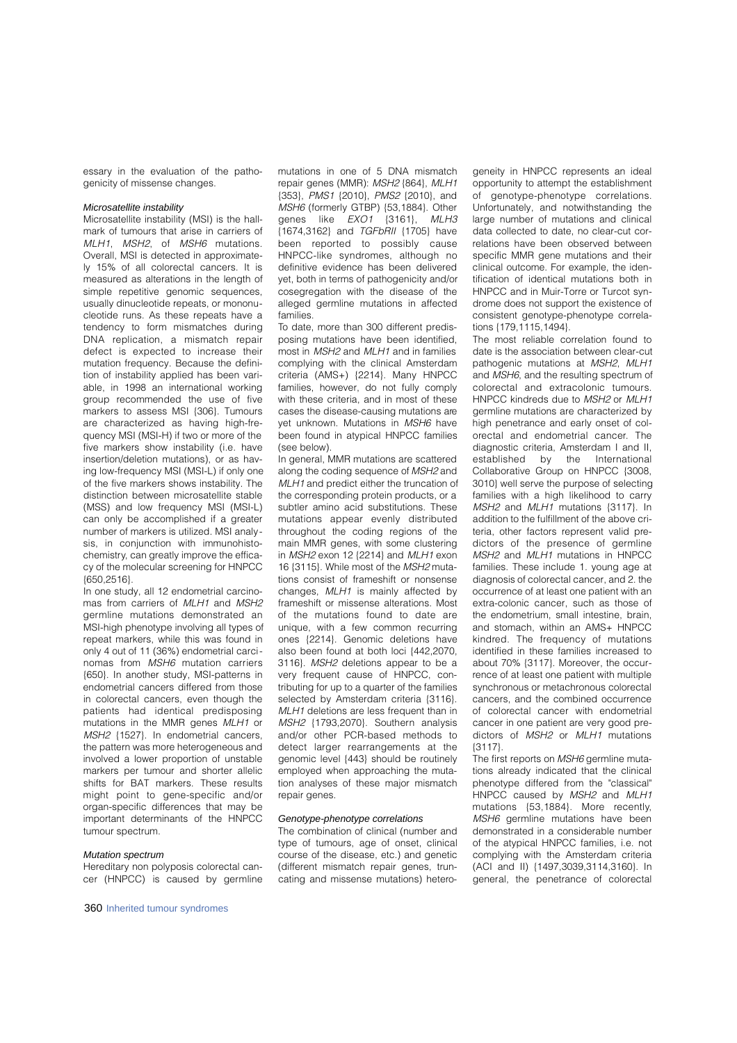essary in the evaluation of the pathogenicity of missense changes.

### *Microsatellite instability*

Microsatellite instability (MSI) is the hallmark of tumours that arise in carriers of *MLH1*, *MSH2*, of *MSH6* mutations. Overall, MSI is detected in approximately 15% of all colorectal cancers. It is measured as alterations in the length of simple repetitive genomic sequences, usually dinucleotide repeats, or mononucleotide runs. As these repeats have a tendency to form mismatches during DNA replication, a mismatch repair defect is expected to increase their mutation frequency. Because the definition of instability applied has been variable, in 1998 an international working group recommended the use of five markers to assess MSI {306}. Tumours are characterized as having high-frequency MSI (MSI-H) if two or more of the five markers show instability (i.e. have insertion/deletion mutations), or as having low-frequency MSI (MSI-L) if only one of the five markers shows instability. The distinction between microsatellite stable (MSS) and low frequency MSI (MSI-L) can only be accomplished if a greater number of markers is utilized. MSI analysis, in conjunction with immunohistochemistry, can greatly improve the efficacy of the molecular screening for HNPCC {650,2516}.

In one study, all 12 endometrial carcinomas from carriers of *MLH1* and *MSH2* germline mutations demonstrated an MSI-high phenotype involving all types of repeat markers, while this was found in only 4 out of 11 (36%) endometrial carcinomas from *MSH6* mutation carriers {650}. In another study, MSI-patterns in endometrial cancers differed from those in colorectal cancers, even though the patients had identical predisposing mutations in the MMR genes *MLH1* or *MSH2* {1527}. In endometrial cancers, the pattern was more heterogeneous and involved a lower proportion of unstable markers per tumour and shorter allelic shifts for BAT markers. These results might point to gene-specific and/or organ-specific differences that may be important determinants of the HNPCC tumour spectrum.

### *Mutation spectrum*

Hereditary non polyposis colorectal cancer (HNPCC) is caused by germline mutations in one of 5 DNA mismatch repair genes (MMR): *MSH2* {864}, *MLH1* {353}, *PMS1* {2010}, *PMS2* {2010}, and *MSH6* (formerly GTBP) {53,1884}. Other genes like *EXO1* {3161}, *MLH3* {1674,3162} and *TGFbRII* {1705} have been reported to possibly cause HNPCC-like syndromes, although no definitive evidence has been delivered yet, both in terms of pathogenicity and/or cosegregation with the disease of the alleged germline mutations in affected families.

To date, more than 300 different predisposing mutations have been identified, most in *MSH2* and *MLH1* and in families complying with the clinical Amsterdam criteria (AMS+) {2214}. Many HNPCC families, however, do not fully comply with these criteria, and in most of these cases the disease-causing mutations are yet unknown. Mutations in *MSH6* have been found in atypical HNPCC families (see below).

In general, MMR mutations are scattered along the coding sequence of *MSH2* and *MLH1* and predict either the truncation of the corresponding protein products, or a subtler amino acid substitutions. These mutations appear evenly distributed throughout the coding regions of the main MMR genes, with some clustering in *MSH2* exon 12 {2214} and *MLH1* exon 16 {3115}. While most of the *MSH2* mutations consist of frameshift or nonsense changes, *MLH1* is mainly affected by frameshift or missense alterations. Most of the mutations found to date are unique, with a few common recurring ones {2214}. Genomic deletions have also been found at both loci {442,2070, 3116}. *MSH2* deletions appear to be a very frequent cause of HNPCC, contributing for up to a quarter of the families selected by Amsterdam criteria {3116}. *MLH1* deletions are less frequent than in *MSH2* {1793,2070}. Southern analysis and/or other PCR-based methods to detect larger rearrangements at the genomic level {443} should be routinely employed when approaching the mutation analyses of these major mismatch repair genes.

### *Genotype-phenotype correlations*

The combination of clinical (number and type of tumours, age of onset, clinical course of the disease, etc.) and genetic (different mismatch repair genes, truncating and missense mutations) heterogeneity in HNPCC represents an ideal opportunity to attempt the establishment of genotype-phenotype correlations. Unfortunately, and notwithstanding the large number of mutations and clinical data collected to date, no clear-cut correlations have been observed between specific MMR gene mutations and their clinical outcome. For example, the identification of identical mutations both in HNPCC and in Muir-Torre or Turcot syndrome does not support the existence of consistent genotype-phenotype correlations {179,1115,1494}.

The most reliable correlation found to date is the association between clear-cut pathogenic mutations at *MSH2*, *MLH1* and *MSH6*, and the resulting spectrum of colorectal and extracolonic tumours. HNPCC kindreds due to *MSH2* or *MLH1* germline mutations are characterized by high penetrance and early onset of colorectal and endometrial cancer. The diagnostic criteria, Amsterdam I and II, established by the International Collaborative Group on HNPCC {3008, 3010} well serve the purpose of selecting families with a high likelihood to carry *MSH2* and *MLH1* mutations {3117}. In addition to the fulfillment of the above criteria, other factors represent valid predictors of the presence of germline *MSH2* and *MLH1* mutations in HNPCC families. These include 1. young age at diagnosis of colorectal cancer, and 2. the occurrence of at least one patient with an extra-colonic cancer, such as those of the endometrium, small intestine, brain, and stomach, within an AMS+ HNPCC kindred. The frequency of mutations identified in these families increased to about 70% {3117}. Moreover, the occurrence of at least one patient with multiple synchronous or metachronous colorectal cancers, and the combined occurrence of colorectal cancer with endometrial cancer in one patient are very good predictors of *MSH2* or *MLH1* mutations {3117}.

The first reports on *MSH6* germline mutations already indicated that the clinical phenotype differed from the "classical" HNPCC caused by *MSH2* and *MLH1* mutations {53,1884}. More recently, *MSH6* germline mutations have been demonstrated in a considerable number of the atypical HNPCC families, i.e. not complying with the Amsterdam criteria (ACI and II) {1497,3039,3114,3160}. In general, the penetrance of colorectal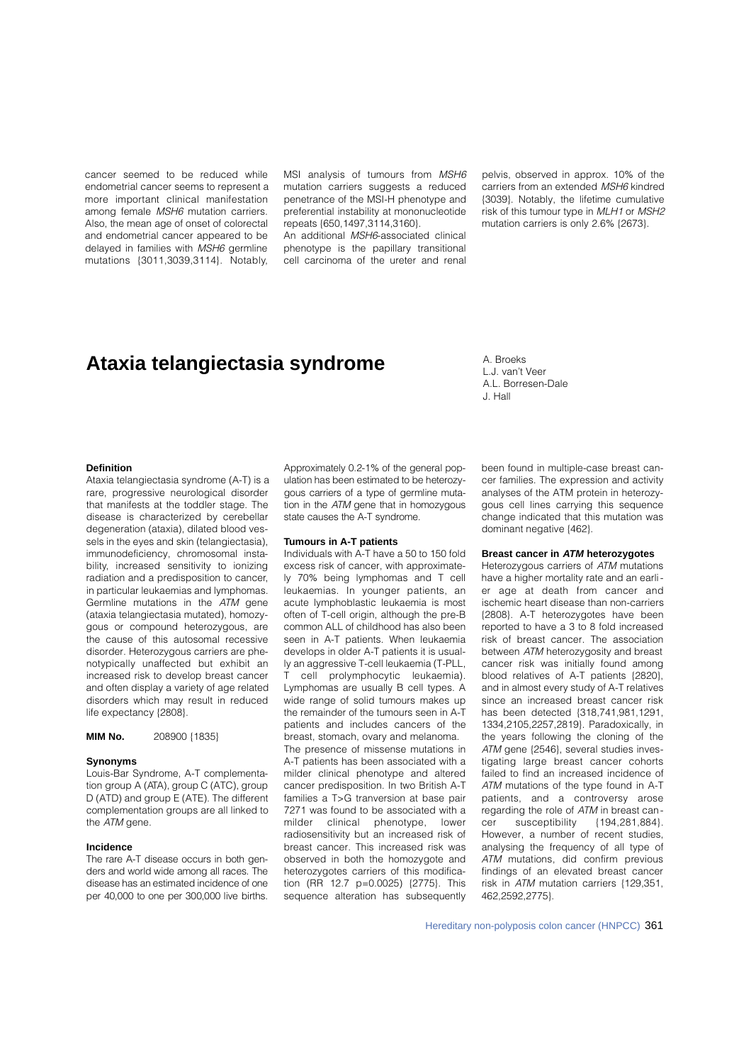cancer seemed to be reduced while endometrial cancer seems to represent a more important clinical manifestation among female *MSH6* mutation carriers. Also, the mean age of onset of colorectal and endometrial cancer appeared to be delayed in families with *MSH6* germline mutations {3011,3039,3114}. Notably, MSI analysis of tumours from *MSH6* mutation carriers suggests a reduced penetrance of the MSI-H phenotype and preferential instability at mononucleotide repeats {650,1497,3114,3160}.

An additional *MSH6*-associated clinical phenotype is the papillary transitional cell carcinoma of the ureter and renal pelvis, observed in approx. 10% of the carriers from an extended *MSH6* kindred {3039}. Notably, the lifetime cumulative risk of this tumour type in *MLH1* or *MSH2* mutation carriers is only 2.6% {2673}.

# Ataxia telangiectasia syndrome

A. Broeks
L.J. van't Veer
A.L. Borresen-Dale
J. Hall

### Definition

Ataxia telangiectasia syndrome (A-T) is a rare, progressive neurological disorder that manifests at the toddler stage. The disease is characterized by cerebellar degeneration (ataxia), dilated blood vessels in the eyes and skin (telangiectasia), immunodeficiency, chromosomal instability, increased sensitivity to ionizing radiation and a predisposition to cancer, in particular leukaemias and lymphomas. Germline mutations in the *ATM* gene (ataxia telangiectasia mutated), homozygous or compound heterozygous, are the cause of this autosomal recessive disorder. Heterozygous carriers are phenotypically unaffected but exhibit an increased risk to develop breast cancer and often display a variety of age related disorders which may result in reduced life expectancy {2808}.

**MIM No.** 208900 {1835}

### Synonyms

Louis-Bar Syndrome, A-T complementation group A (ATA), group C (ATC), group D (ATD) and group E (ATE). The different complementation groups are all linked to the *ATM* gene.

### Incidence

The rare A-T disease occurs in both genders and world wide among all races. The disease has an estimated incidence of one per 40,000 to one per 300,000 live births. Approximately 0.2-1% of the general population has been estimated to be heterozygous carriers of a type of germline mutation in the *ATM* gene that in homozygous state causes the A-T syndrome.

### Tumours in A-T patients

Individuals with A-T have a 50 to 150 fold excess risk of cancer, with approximately 70% being lymphomas and T cell leukaemias. In younger patients, an acute lymphoblastic leukaemia is most often of T-cell origin, although the pre-B common ALL of childhood has also been seen in A-T patients. When leukaemia develops in older A-T patients it is usually an aggressive T-cell leukaemia (T-PLL, T cell prolymphocytic leukaemia). Lymphomas are usually B cell types. A wide range of solid tumours makes up the remainder of the tumours seen in A-T patients and includes cancers of the breast, stomach, ovary and melanoma.

The presence of missense mutations in A-T patients has been associated with a milder clinical phenotype and altered cancer predisposition. In two British A-T families a T>G tranversion at base pair 7271 was found to be associated with a milder clinical phenotype, lower radiosensitivity but an increased risk of breast cancer. This increased risk was observed in both the homozygote and heterozygotes carriers of this modification (RR 12.7 p=0.0025) {2775}. This sequence alteration has subsequently been found in multiple-case breast cancer families. The expression and activity analyses of the ATM protein in heterozygous cell lines carrying this sequence change indicated that this mutation was dominant negative {462}.

### Breast cancer in *ATM* heterozygotes

Heterozygous carriers of *ATM* mutations have a higher mortality rate and an earlier age at death from cancer and ischemic heart disease than non-carriers {2808}. A-T heterozygotes have been reported to have a 3 to 8 fold increased risk of breast cancer. The association between *ATM* heterozygosity and breast cancer risk was initially found among blood relatives of A-T patients {2820}, and in almost every study of A-T relatives since an increased breast cancer risk has been detected {318,741,981,1291, 1334,2105,2257,2819}. Paradoxically, in the years following the cloning of the *ATM* gene {2546}, several studies investigating large breast cancer cohorts failed to find an increased incidence of *ATM* mutations of the type found in A-T patients, and a controversy arose regarding the role of *ATM* in breast cancer susceptibility {194,281,884}. However, a number of recent studies, analysing the frequency of all type of *ATM* mutations, did confirm previous findings of an elevated breast cancer risk in *ATM* mutation carriers {129,351, 462,2592,2775}.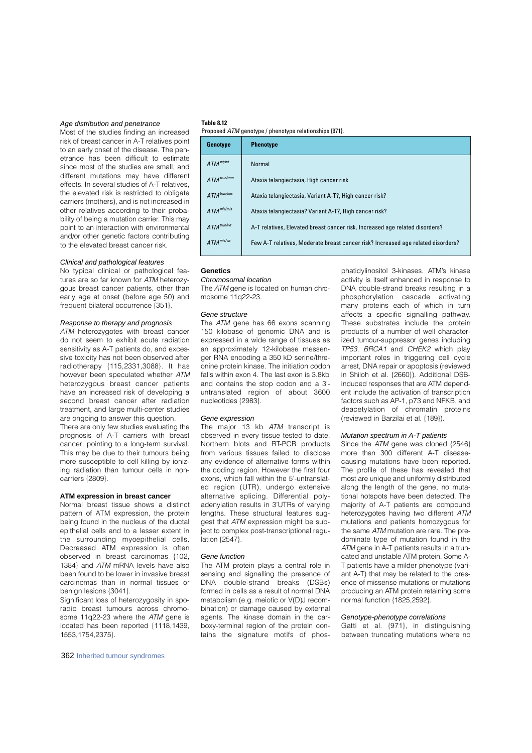### Age distribution and penetrance

Most of the studies finding an increased risk of breast cancer in A-T relatives point to an early onset of the disease. The penetrance has been difficult to estimate since most of the studies are small, and different mutations may have different effects. In several studies of A-T relatives, the elevated risk is restricted to obligate carriers (mothers), and is not increased in other relatives according to their probability of being a mutation carrier. This may point to an interaction with environmental and/or other genetic factors contributing to the elevated breast cancer risk.

### Clinical and pathological features

No typical clinical or pathological features are so far known for *ATM* heterozygous breast cancer patients, other than early age at onset (before age 50) and frequent bilateral occurrence {351}.

### Response to therapy and prognosis

*ATM* heterozygotes with breast cancer do not seem to exhibit acute radiation sensitivity as A-T patients do, and excessive toxicity has not been observed after radiotherapy {115,2331,3088}. It has however been speculated whether *ATM* heterozygous breast cancer patients have an increased risk of developing a second breast cancer after radiation treatment, and large multi-center studies are ongoing to answer this question.

There are only few studies evaluating the prognosis of A-T carriers with breast cancer, pointing to a long-term survival. This may be due to their tumours being more susceptible to cell killing by ionizing radiation than tumour cells in non-carriers {2809}.

## ATM expression in breast cancer

Normal breast tissue shows a distinct pattern of ATM expression, the protein being found in the nucleus of the ductal epithelial cells and to a lesser extent in the surrounding myoepithelial cells. Decreased ATM expression is often observed in breast carcinomas {102, 1384} and *ATM* mRNA levels have also been found to be lower in invasive breast carcinomas than in normal tissues or benign lesions {3041}.

Significant loss of heterozygosity in sporadic breast tumours across chromosome 11q22-23 where the *ATM* gene is located has been reported {1118,1439, 1553,1754,2375}.

**Table 8.12**
Proposed *ATM* genotype / phenotype relationships {971}.

| Genotype | Phenotype |
|---|---|
| $ATM^{wt/wt}$ | Normal |
| $ATM^{trun/trun}$ | Ataxia telangiectasia, High cancer risk |
| $ATM^{trun/mis}$ | Ataxia telangiectasia, Variant A-T?, High cancer risk? |
| $ATM^{mis/mis}$ | Ataxia telangiectasia? Variant A-T?, High cancer risk? |
| $ATM^{trun/wt}$ | A-T relatives, Elevated breast cancer risk, Increased age related disorders? |
| $ATM^{mis/wt}$ | Few A-T relatives, Moderate breast cancer risk? Increased age related disorders? |

## Genetics

### Chromosomal location

The *ATM* gene is located on human chromosome 11q22-23.

### Gene structure

The *ATM* gene has 66 exons scanning 150 kilobase of genomic DNA and is expressed in a wide range of tissues as an approximately 12-kilobase messenger RNA encoding a 350 kD serine/threonine protein kinase. The initiation codon falls within exon 4. The last exon is 3.8kb and contains the stop codon and a 3'-untranslated region of about 3600 nucleotides {2983}.

### Gene expression

The major 13 kb *ATM* transcript is observed in every tissue tested to date. Northern blots and RT-PCR products from various tissues failed to disclose any evidence of alternative forms within the coding region. However the first four exons, which fall within the 5'-untranslated region (UTR), undergo extensive alternative splicing. Differential polyadenylation results in 3'UTRs of varying lengths. These structural features suggest that *ATM* expression might be subject to complex post-transcriptional regulation {2547}.

### Gene function

The ATM protein plays a central role in sensing and signalling the presence of DNA double-strand breaks (DSBs) formed in cells as a result of normal DNA metabolism (e.g. meiotic or V(D)J recombination) or damage caused by external agents. The kinase domain in the carboxy-terminal region of the protein contains the signature motifs of phosphatidylinositol 3-kinases. ATM's kinase activity is itself enhanced in response to DNA double-strand breaks resulting in a phosphorylation cascade activating many proteins each of which in turn affects a specific signalling pathway. These substrates include the protein products of a number of well characterized tumour-suppressor genes including *TP53*, *BRCA1* and *CHEK2* which play important roles in triggering cell cycle arrest, DNA repair or apoptosis (reviewed in Shiloh et al. {2660}). Additional DSB-induced responses that are ATM dependent include the activation of transcription factors such as AP-1, p73 and NFKB, and deacetylation of chromatin proteins (reviewed in Barzilai et al. {189}).

### Mutation spectrum in A-T patients

Since the *ATM* gene was cloned {2546} more than 300 different A-T disease-causing mutations have been reported. The profile of these has revealed that most are unique and uniformly distributed along the length of the gene, no mutational hotspots have been detected. The majority of A-T patients are compound heterozygotes having two different *ATM* mutations and patients homozygous for the same *ATM* mutation are rare. The predominate type of mutation found in the *ATM* gene in A-T patients results in a truncated and unstable ATM protein. Some A-T patients have a milder phenotype (variant A-T) that may be related to the presence of missense mutations or mutations producing an ATM protein retaining some normal function {1825,2592}.

### Genotype-phenotype correlations

Gatti et al. {971}, in distinguishing between truncating mutations where no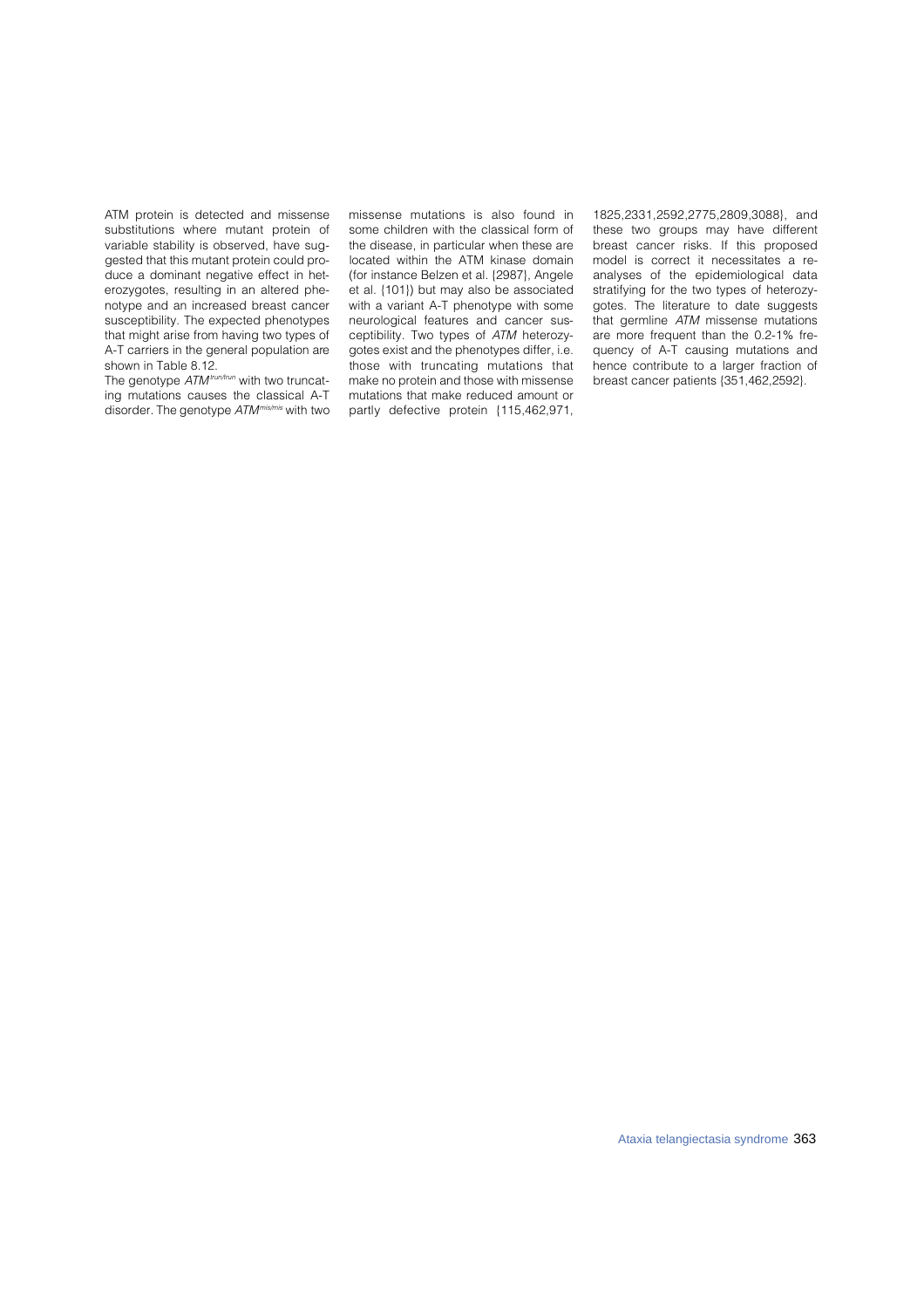ATM protein is detected and missense substitutions where mutant protein of variable stability is observed, have suggested that this mutant protein could produce a dominant negative effect in heterozygotes, resulting in an altered phenotype and an increased breast cancer susceptibility. The expected phenotypes that might arise from having two types of A-T carriers in the general population are shown in Table 8.12.

The genotype *ATM*$^{trun/trun}$ with two truncating mutations causes the classical A-T disorder. The genotype *ATM*$^{mis/mis}$ with two missense mutations is also found in some children with the classical form of the disease, in particular when these are located within the ATM kinase domain (for instance Belzen et al. {2987}, Angele et al. {101}) but may also be associated with a variant A-T phenotype with some neurological features and cancer susceptibility. Two types of *ATM* heterozygotes exist and the phenotypes differ, i.e. those with truncating mutations that make no protein and those with missense mutations that make reduced amount or partly defective protein {115,462,971, 1825,2331,2592,2775,2809,3088}, and these two groups may have different breast cancer risks. If this proposed model is correct it necessitates a re-analyses of the epidemiological data stratifying for the two types of heterozygotes. The literature to date suggests that germline *ATM* missense mutations are more frequent than the 0.2-1% frequency of A-T causing mutations and hence contribute to a larger fraction of breast cancer patients {351,462,2592}.